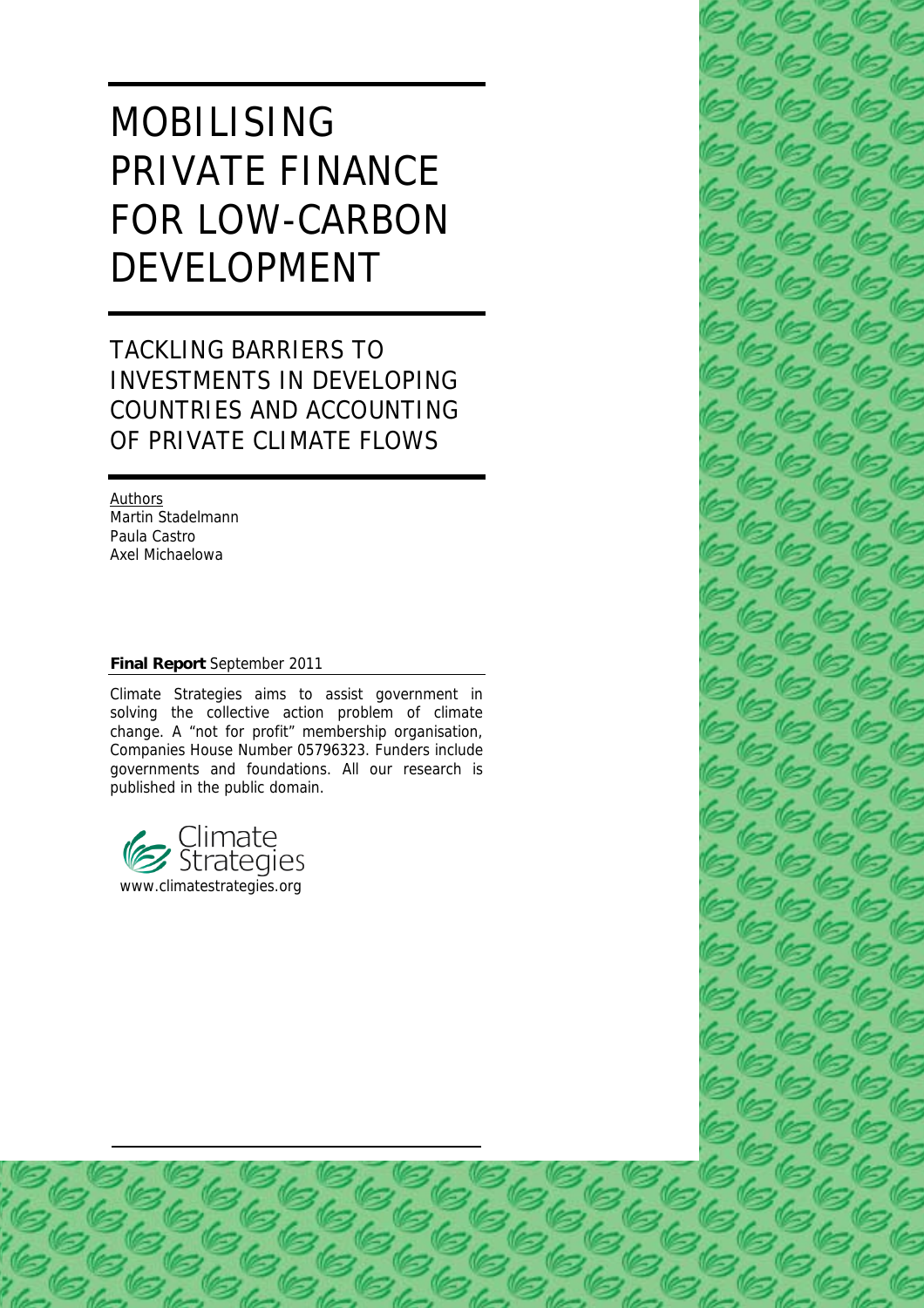# MOBILISING PRIVATE FINANCE FOR LOW-CARBON DEVELOPMENT

## TACKLING BARRIERS TO INVESTMENTS IN DEVELOPING COUNTRIES AND ACCOUNTING OF PRIVATE CLIMATE FLOWS

Authors
Martin Stadelmann
Paula Castro
Axel Michaelowa

**Final Report** September 2011

Climate Strategies aims to assist government in solving the collective action problem of climate change. A "not for profit" membership organisation, Companies House Number 05796323. Funders include governments and foundations. All our research is published in the public domain.

Climate Strategies
www.climatestrategies.org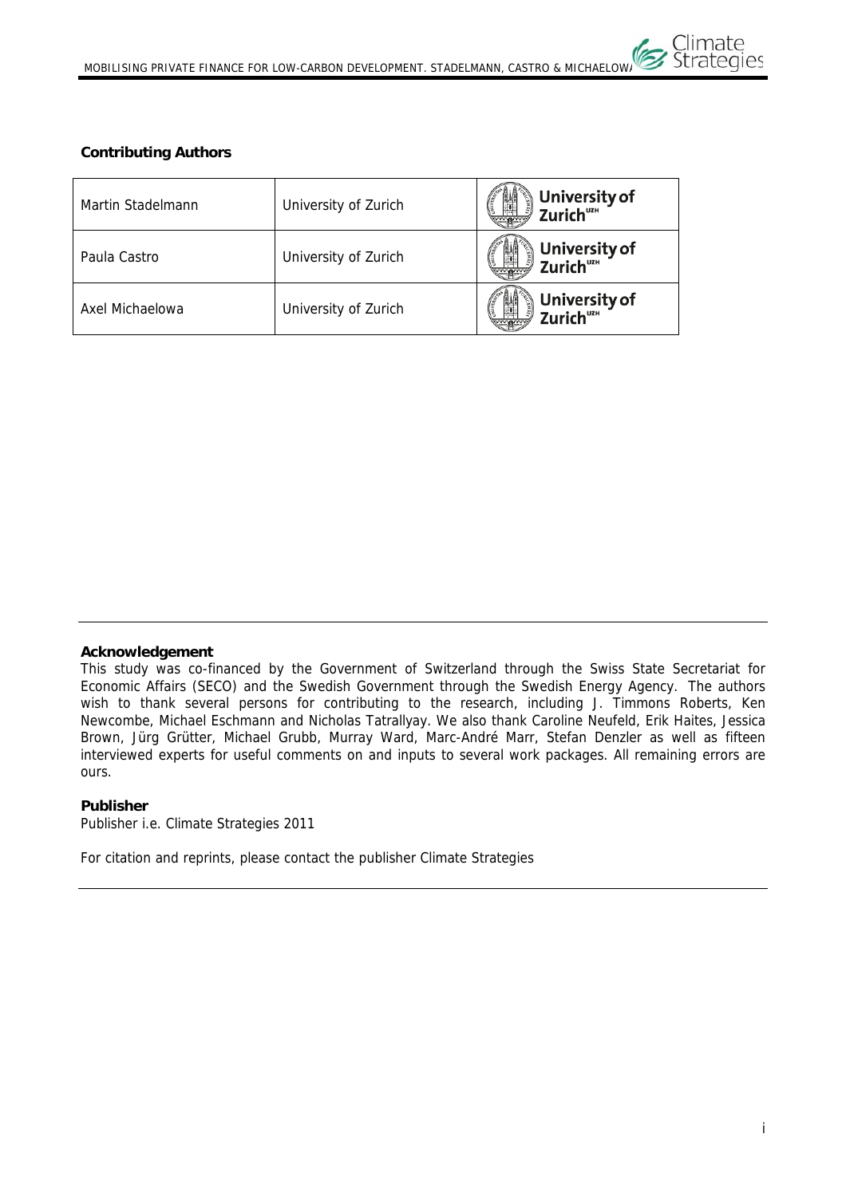**Contributing Authors**

| Martin Stadelmann | University of Zurich | University of Zurich |
| --- | --- | --- |
| Paula Castro | University of Zurich | University of Zurich |
| Axel Michaelowa | University of Zurich | University of Zurich |

---

**Acknowledgement**

This study was co-financed by the Government of Switzerland through the Swiss State Secretariat for Economic Affairs (SECO) and the Swedish Government through the Swedish Energy Agency. The authors wish to thank several persons for contributing to the research, including J. Timmons Roberts, Ken Newcombe, Michael Eschmann and Nicholas Tatrallyay. We also thank Caroline Neufeld, Erik Haites, Jessica Brown, Jürg Grütter, Michael Grubb, Murray Ward, Marc-André Marr, Stefan Denzler as well as fifteen interviewed experts for useful comments on and inputs to several work packages. All remaining errors are ours.

**Publisher**

Publisher i.e. Climate Strategies 2011

For citation and reprints, please contact the publisher Climate Strategies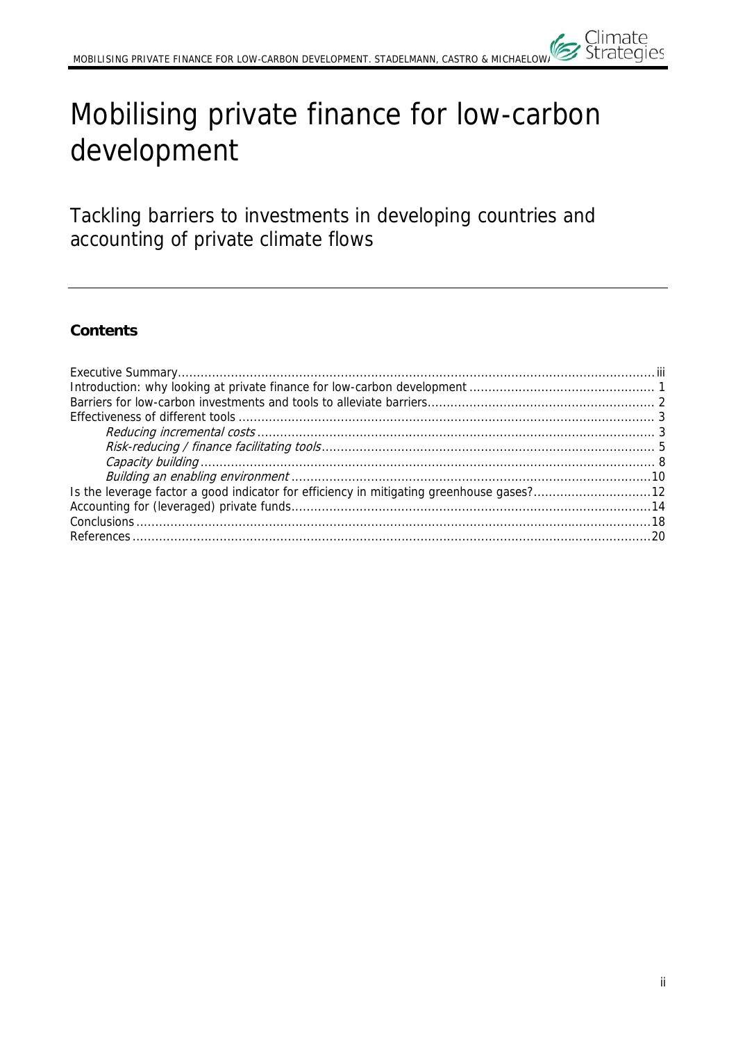# Mobilising private finance for low-carbon development

## Tackling barriers to investments in developing countries and accounting of private climate flows

### Contents

Executive Summary ........ iii
Introduction: why looking at private finance for low-carbon development ........ 1
Barriers for low-carbon investments and tools to alleviate barriers ........ 2
Effectiveness of different tools ........ 3
  *Reducing incremental costs* ........ 3
  *Risk-reducing / finance facilitating tools* ........ 5
  *Capacity building* ........ 8
  *Building an enabling environment* ........ 10
Is the leverage factor a good indicator for efficiency in mitigating greenhouse gases? ........ 12
Accounting for (leveraged) private funds ........ 14
Conclusions ........ 18
References ........ 20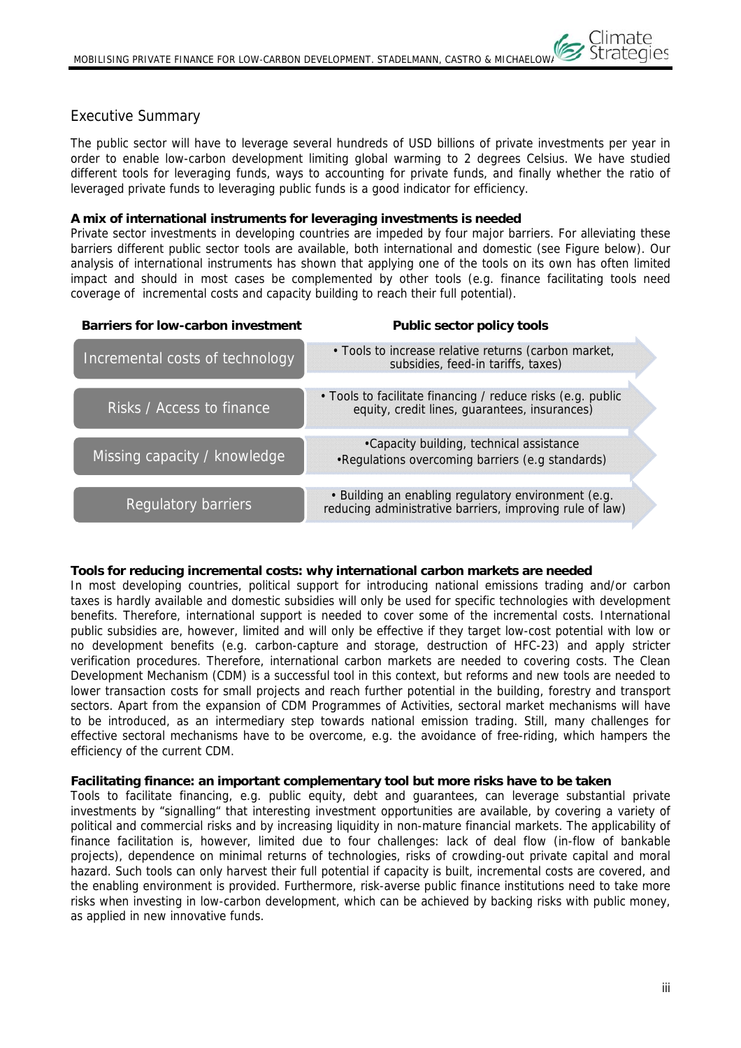## Executive Summary

The public sector will have to leverage several hundreds of USD billions of private investments per year in order to enable low-carbon development limiting global warming to 2 degrees Celsius. We have studied different tools for leveraging funds, ways to accounting for private funds, and finally whether the ratio of leveraged private funds to leveraging public funds is a good indicator for efficiency.

**A mix of international instruments for leveraging investments is needed**

Private sector investments in developing countries are impeded by four major barriers. For alleviating these barriers different public sector tools are available, both international and domestic (see Figure below). Our analysis of international instruments has shown that applying one of the tools on its own has often limited impact and should in most cases be complemented by other tools (e.g. finance facilitating tools need coverage of incremental costs and capacity building to reach their full potential).

| Barriers for low-carbon investment | Public sector policy tools |
| --- | --- |
| Incremental costs of technology | • Tools to increase relative returns (carbon market, subsidies, feed-in tariffs, taxes) |
| Risks / Access to finance | • Tools to facilitate financing / reduce risks (e.g. public equity, credit lines, guarantees, insurances) |
| Missing capacity / knowledge | •Capacity building, technical assistance<br>•Regulations overcoming barriers (e.g standards) |
| Regulatory barriers | • Building an enabling regulatory environment (e.g. reducing administrative barriers, improving rule of law) |

**Tools for reducing incremental costs: why international carbon markets are needed**

In most developing countries, political support for introducing national emissions trading and/or carbon taxes is hardly available and domestic subsidies will only be used for specific technologies with development benefits. Therefore, international support is needed to cover some of the incremental costs. International public subsidies are, however, limited and will only be effective if they target low-cost potential with low or no development benefits (e.g. carbon-capture and storage, destruction of HFC-23) and apply stricter verification procedures. Therefore, international carbon markets are needed to covering costs. The Clean Development Mechanism (CDM) is a successful tool in this context, but reforms and new tools are needed to lower transaction costs for small projects and reach further potential in the building, forestry and transport sectors. Apart from the expansion of CDM Programmes of Activities, sectoral market mechanisms will have to be introduced, as an intermediary step towards national emission trading. Still, many challenges for effective sectoral mechanisms have to be overcome, e.g. the avoidance of free-riding, which hampers the efficiency of the current CDM.

**Facilitating finance: an important complementary tool but more risks have to be taken**

Tools to facilitate financing, e.g. public equity, debt and guarantees, can leverage substantial private investments by "signalling" that interesting investment opportunities are available, by covering a variety of political and commercial risks and by increasing liquidity in non-mature financial markets. The applicability of finance facilitation is, however, limited due to four challenges: lack of deal flow (in-flow of bankable projects), dependence on minimal returns of technologies, risks of crowding-out private capital and moral hazard. Such tools can only harvest their full potential if capacity is built, incremental costs are covered, and the enabling environment is provided. Furthermore, risk-averse public finance institutions need to take more risks when investing in low-carbon development, which can be achieved by backing risks with public money, as applied in new innovative funds.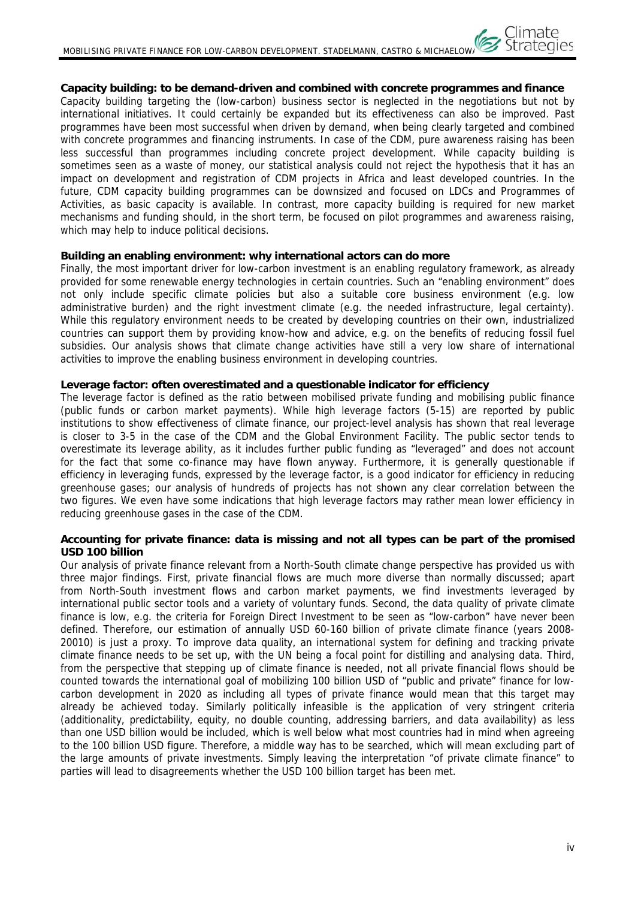**Capacity building: to be demand-driven and combined with concrete programmes and finance**

Capacity building targeting the (low-carbon) business sector is neglected in the negotiations but not by international initiatives. It could certainly be expanded but its effectiveness can also be improved. Past programmes have been most successful when driven by demand, when being clearly targeted and combined with concrete programmes and financing instruments. In case of the CDM, pure awareness raising has been less successful than programmes including concrete project development. While capacity building is sometimes seen as a waste of money, our statistical analysis could not reject the hypothesis that it has an impact on development and registration of CDM projects in Africa and least developed countries. In the future, CDM capacity building programmes can be downsized and focused on LDCs and Programmes of Activities, as basic capacity is available. In contrast, more capacity building is required for new market mechanisms and funding should, in the short term, be focused on pilot programmes and awareness raising, which may help to induce political decisions.

**Building an enabling environment: why international actors can do more**

Finally, the most important driver for low-carbon investment is an enabling regulatory framework, as already provided for some renewable energy technologies in certain countries. Such an "enabling environment" does not only include specific climate policies but also a suitable core business environment (e.g. low administrative burden) and the right investment climate (e.g. the needed infrastructure, legal certainty). While this regulatory environment needs to be created by developing countries on their own, industrialized countries can support them by providing know-how and advice, e.g. on the benefits of reducing fossil fuel subsidies. Our analysis shows that climate change activities have still a very low share of international activities to improve the enabling business environment in developing countries.

**Leverage factor: often overestimated and a questionable indicator for efficiency**

The leverage factor is defined as the ratio between mobilised private funding and mobilising public finance (public funds or carbon market payments). While high leverage factors (5-15) are reported by public institutions to show effectiveness of climate finance, our project-level analysis has shown that real leverage is closer to 3-5 in the case of the CDM and the Global Environment Facility. The public sector tends to overestimate its leverage ability, as it includes further public funding as "leveraged" and does not account for the fact that some co-finance may have flown anyway. Furthermore, it is generally questionable if efficiency in leveraging funds, expressed by the leverage factor, is a good indicator for efficiency in reducing greenhouse gases; our analysis of hundreds of projects has not shown any clear correlation between the two figures. We even have some indications that high leverage factors may rather mean lower efficiency in reducing greenhouse gases in the case of the CDM.

**Accounting for private finance: data is missing and not all types can be part of the promised USD 100 billion**

Our analysis of private finance relevant from a North-South climate change perspective has provided us with three major findings. First, private financial flows are much more diverse than normally discussed; apart from North-South investment flows and carbon market payments, we find investments leveraged by international public sector tools and a variety of voluntary funds. Second, the data quality of private climate finance is low, e.g. the criteria for Foreign Direct Investment to be seen as "low-carbon" have never been defined. Therefore, our estimation of annually USD 60-160 billion of private climate finance (years 2008-20010) is just a proxy. To improve data quality, an international system for defining and tracking private climate finance needs to be set up, with the UN being a focal point for distilling and analysing data. Third, from the perspective that stepping up of climate finance is needed, not all private financial flows should be counted towards the international goal of mobilizing 100 billion USD of "public and private" finance for low-carbon development in 2020 as including all types of private finance would mean that this target may already be achieved today. Similarly politically infeasible is the application of very stringent criteria (additionality, predictability, equity, no double counting, addressing barriers, and data availability) as less than one USD billion would be included, which is well below what most countries had in mind when agreeing to the 100 billion USD figure. Therefore, a middle way has to be searched, which will mean excluding part of the large amounts of private investments. Simply leaving the interpretation "of private climate finance" to parties will lead to disagreements whether the USD 100 billion target has been met.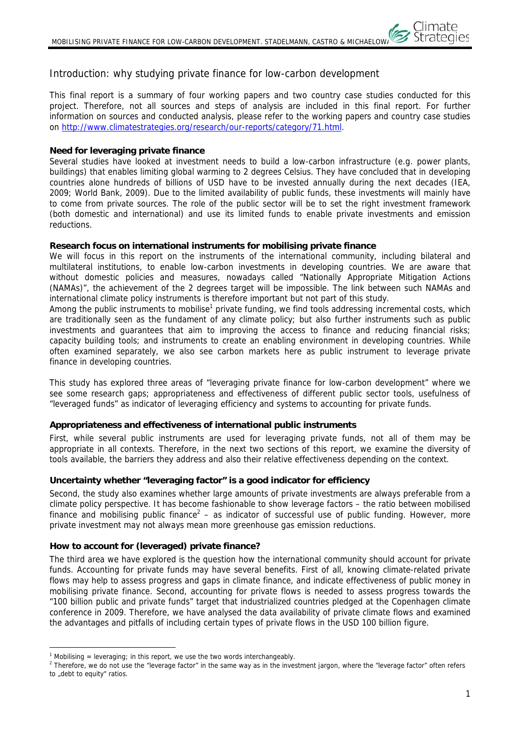## Introduction: why studying private finance for low-carbon development

This final report is a summary of four working papers and two country case studies conducted for this project. Therefore, not all sources and steps of analysis are included in this final report. For further information on sources and conducted analysis, please refer to the working papers and country case studies on http://www.climatestrategies.org/research/our-reports/category/71.html.

**Need for leveraging private finance**

Several studies have looked at investment needs to build a low-carbon infrastructure (e.g. power plants, buildings) that enables limiting global warming to 2 degrees Celsius. They have concluded that in developing countries alone hundreds of billions of USD have to be invested annually during the next decades (IEA, 2009; World Bank, 2009). Due to the limited availability of public funds, these investments will mainly have to come from private sources. The role of the public sector will be to set the right investment framework (both domestic and international) and use its limited funds to enable private investments and emission reductions.

**Research focus on international instruments for mobilising private finance**

We will focus in this report on the instruments of the international community, including bilateral and multilateral institutions, to enable low-carbon investments in developing countries. We are aware that without domestic policies and measures, nowadays called "Nationally Appropriate Mitigation Actions (NAMAs)", the achievement of the 2 degrees target will be impossible. The link between such NAMAs and international climate policy instruments is therefore important but not part of this study.

Among the public instruments to mobilise[1] private funding, we find tools addressing incremental costs, which are traditionally seen as the fundament of any climate policy; but also further instruments such as public investments and guarantees that aim to improving the access to finance and reducing financial risks; capacity building tools; and instruments to create an enabling environment in developing countries. While often examined separately, we also see carbon markets here as public instrument to leverage private finance in developing countries.

This study has explored three areas of "leveraging private finance for low-carbon development" where we see some research gaps; appropriateness and effectiveness of different public sector tools, usefulness of "leveraged funds" as indicator of leveraging efficiency and systems to accounting for private funds.

**Appropriateness and effectiveness of international public instruments**

First, while several public instruments are used for leveraging private funds, not all of them may be appropriate in all contexts. Therefore, in the next two sections of this report, we examine the diversity of tools available, the barriers they address and also their relative effectiveness depending on the context.

**Uncertainty whether "leveraging factor" is a good indicator for efficiency**

Second, the study also examines whether large amounts of private investments are always preferable from a climate policy perspective. It has become fashionable to show leverage factors – the ratio between mobilised finance and mobilising public finance[2] – as indicator of successful use of public funding. However, more private investment may not always mean more greenhouse gas emission reductions.

**How to account for (leveraged) private finance?**

The third area we have explored is the question how the international community should account for private funds. Accounting for private funds may have several benefits. First of all, knowing climate-related private flows may help to assess progress and gaps in climate finance, and indicate effectiveness of public money in mobilising private finance. Second, accounting for private flows is needed to assess progress towards the "100 billion public and private funds" target that industrialized countries pledged at the Copenhagen climate conference in 2009. Therefore, we have analysed the data availability of private climate flows and examined the advantages and pitfalls of including certain types of private flows in the USD 100 billion figure.

---

[1] Mobilising = leveraging; in this report, we use the two words interchangeably.

[2] Therefore, we do not use the "leverage factor" in the same way as in the investment jargon, where the "leverage factor" often refers to „debt to equity" ratios.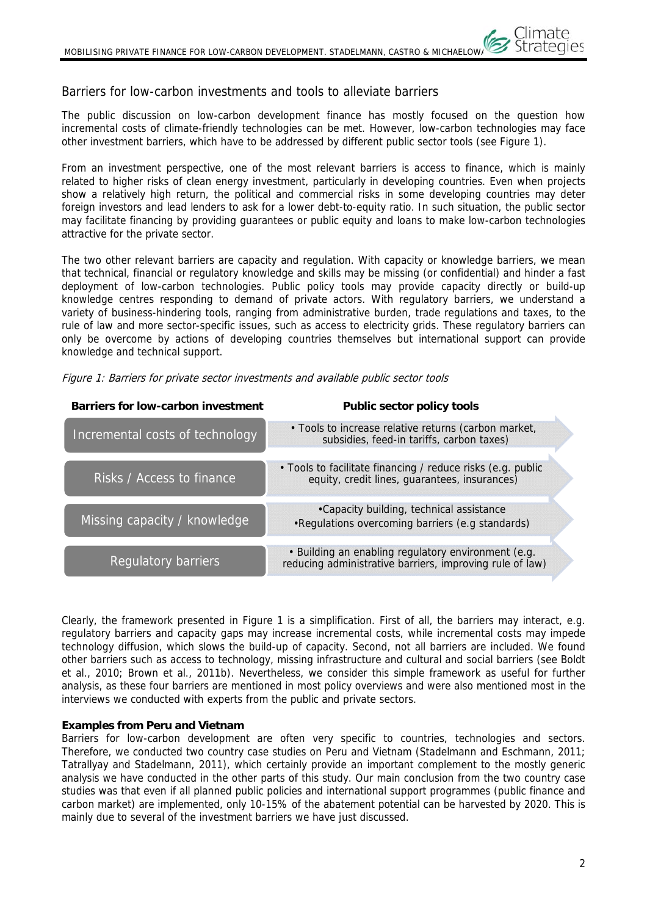## Barriers for low-carbon investments and tools to alleviate barriers

The public discussion on low-carbon development finance has mostly focused on the question how incremental costs of climate-friendly technologies can be met. However, low-carbon technologies may face other investment barriers, which have to be addressed by different public sector tools (see Figure 1).

From an investment perspective, one of the most relevant barriers is access to finance, which is mainly related to higher risks of clean energy investment, particularly in developing countries. Even when projects show a relatively high return, the political and commercial risks in some developing countries may deter foreign investors and lead lenders to ask for a lower debt-to-equity ratio. In such situation, the public sector may facilitate financing by providing guarantees or public equity and loans to make low-carbon technologies attractive for the private sector.

The two other relevant barriers are capacity and regulation. With capacity or knowledge barriers, we mean that technical, financial or regulatory knowledge and skills may be missing (or confidential) and hinder a fast deployment of low-carbon technologies. Public policy tools may provide capacity directly or build-up knowledge centres responding to demand of private actors. With regulatory barriers, we understand a variety of business-hindering tools, ranging from administrative burden, trade regulations and taxes, to the rule of law and more sector-specific issues, such as access to electricity grids. These regulatory barriers can only be overcome by actions of developing countries themselves but international support can provide knowledge and technical support.

*Figure 1: Barriers for private sector investments and available public sector tools*

| Barriers for low-carbon investment | Public sector policy tools |
| --- | --- |
| Incremental costs of technology | • Tools to increase relative returns (carbon market, subsidies, feed-in tariffs, carbon taxes) |
| Risks / Access to finance | • Tools to facilitate financing / reduce risks (e.g. public equity, credit lines, guarantees, insurances) |
| Missing capacity / knowledge | •Capacity building, technical assistance<br>•Regulations overcoming barriers (e.g standards) |
| Regulatory barriers | • Building an enabling regulatory environment (e.g. reducing administrative barriers, improving rule of law) |

Clearly, the framework presented in Figure 1 is a simplification. First of all, the barriers may interact, e.g. regulatory barriers and capacity gaps may increase incremental costs, while incremental costs may impede technology diffusion, which slows the build-up of capacity. Second, not all barriers are included. We found other barriers such as access to technology, missing infrastructure and cultural and social barriers (see Boldt et al., 2010; Brown et al., 2011b). Nevertheless, we consider this simple framework as useful for further analysis, as these four barriers are mentioned in most policy overviews and were also mentioned most in the interviews we conducted with experts from the public and private sectors.

**Examples from Peru and Vietnam**

Barriers for low-carbon development are often very specific to countries, technologies and sectors. Therefore, we conducted two country case studies on Peru and Vietnam (Stadelmann and Eschmann, 2011; Tatrallyay and Stadelmann, 2011), which certainly provide an important complement to the mostly generic analysis we have conducted in the other parts of this study. Our main conclusion from the two country case studies was that even if all planned public policies and international support programmes (public finance and carbon market) are implemented, only 10-15% of the abatement potential can be harvested by 2020. This is mainly due to several of the investment barriers we have just discussed.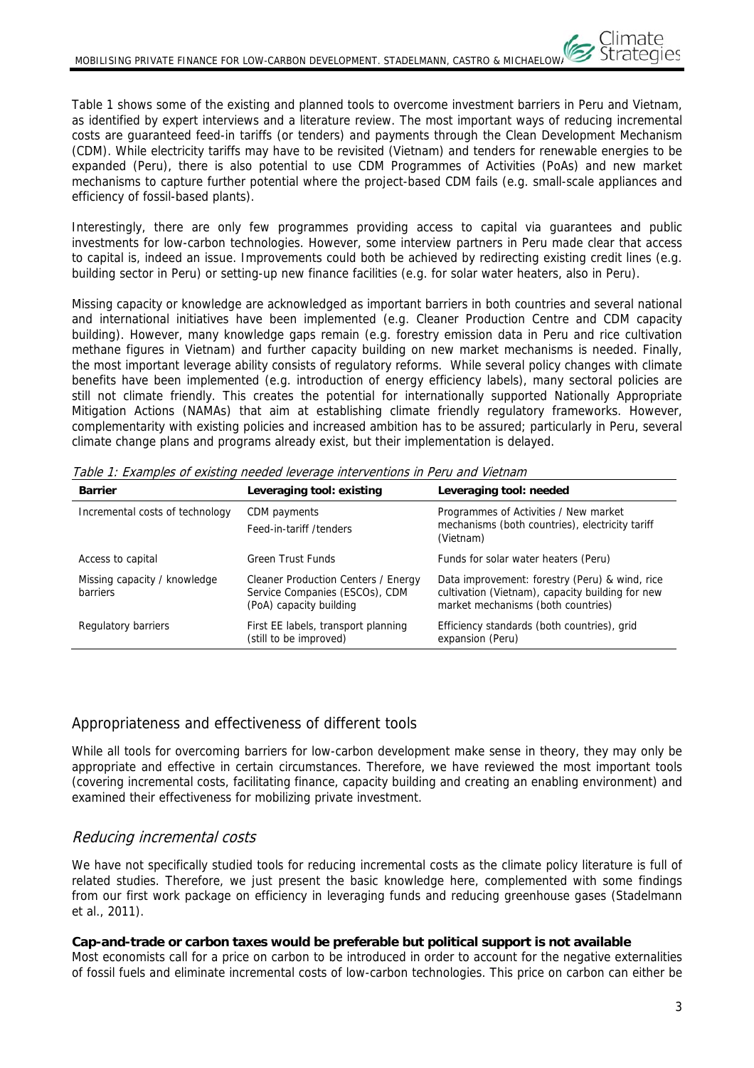Table 1 shows some of the existing and planned tools to overcome investment barriers in Peru and Vietnam, as identified by expert interviews and a literature review. The most important ways of reducing incremental costs are guaranteed feed-in tariffs (or tenders) and payments through the Clean Development Mechanism (CDM). While electricity tariffs may have to be revisited (Vietnam) and tenders for renewable energies to be expanded (Peru), there is also potential to use CDM Programmes of Activities (PoAs) and new market mechanisms to capture further potential where the project-based CDM fails (e.g. small-scale appliances and efficiency of fossil-based plants).

Interestingly, there are only few programmes providing access to capital via guarantees and public investments for low-carbon technologies. However, some interview partners in Peru made clear that access to capital is, indeed an issue. Improvements could both be achieved by redirecting existing credit lines (e.g. building sector in Peru) or setting-up new finance facilities (e.g. for solar water heaters, also in Peru).

Missing capacity or knowledge are acknowledged as important barriers in both countries and several national and international initiatives have been implemented (e.g. Cleaner Production Centre and CDM capacity building). However, many knowledge gaps remain (e.g. forestry emission data in Peru and rice cultivation methane figures in Vietnam) and further capacity building on new market mechanisms is needed. Finally, the most important leverage ability consists of regulatory reforms. While several policy changes with climate benefits have been implemented (e.g. introduction of energy efficiency labels), many sectoral policies are still not climate friendly. This creates the potential for internationally supported Nationally Appropriate Mitigation Actions (NAMAs) that aim at establishing climate friendly regulatory frameworks. However, complementarity with existing policies and increased ambition has to be assured; particularly in Peru, several climate change plans and programs already exist, but their implementation is delayed.

*Table 1: Examples of existing needed leverage interventions in Peru and Vietnam*

| Barrier | Leveraging tool: existing | Leveraging tool: needed |
| --- | --- | --- |
| Incremental costs of technology | CDM payments<br>Feed-in-tariff /tenders | Programmes of Activities / New market mechanisms (both countries), electricity tariff (Vietnam) |
| Access to capital | Green Trust Funds | Funds for solar water heaters (Peru) |
| Missing capacity / knowledge barriers | Cleaner Production Centers / Energy Service Companies (ESCOs), CDM (PoA) capacity building | Data improvement: forestry (Peru) & wind, rice cultivation (Vietnam), capacity building for new market mechanisms (both countries) |
| Regulatory barriers | First EE labels, transport planning (still to be improved) | Efficiency standards (both countries), grid expansion (Peru) |

## Appropriateness and effectiveness of different tools

While all tools for overcoming barriers for low-carbon development make sense in theory, they may only be appropriate and effective in certain circumstances. Therefore, we have reviewed the most important tools (covering incremental costs, facilitating finance, capacity building and creating an enabling environment) and examined their effectiveness for mobilizing private investment.

## *Reducing incremental costs*

We have not specifically studied tools for reducing incremental costs as the climate policy literature is full of related studies. Therefore, we just present the basic knowledge here, complemented with some findings from our first work package on efficiency in leveraging funds and reducing greenhouse gases (Stadelmann et al., 2011).

**Cap-and-trade or carbon taxes would be preferable but political support is not available**

Most economists call for a price on carbon to be introduced in order to account for the negative externalities of fossil fuels and eliminate incremental costs of low-carbon technologies. This price on carbon can either be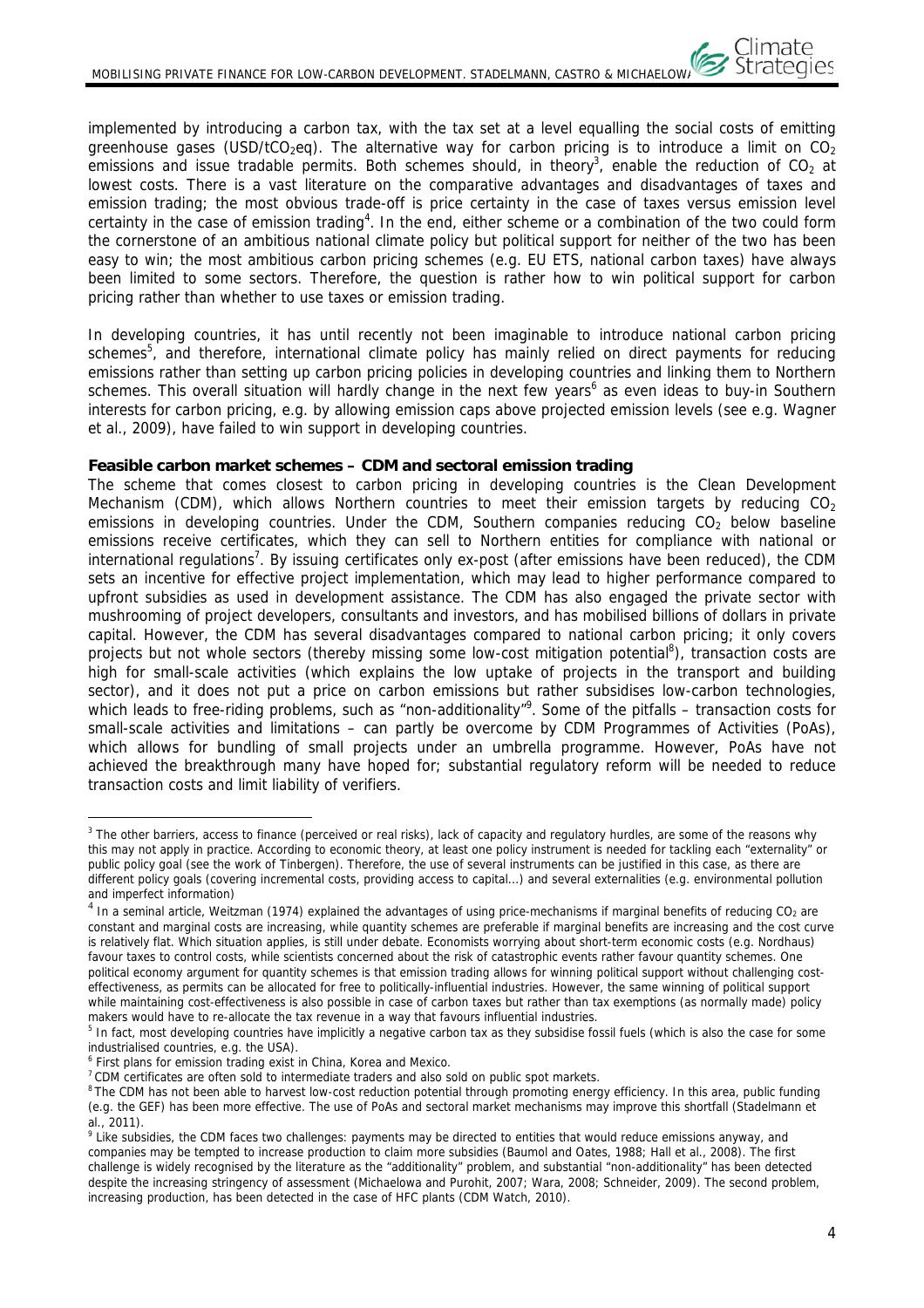implemented by introducing a carbon tax, with the tax set at a level equalling the social costs of emitting greenhouse gases (USD/t$CO_2$eq). The alternative way for carbon pricing is to introduce a limit on $CO_2$ emissions and issue tradable permits. Both schemes should, in theory[3], enable the reduction of $CO_2$ at lowest costs. There is a vast literature on the comparative advantages and disadvantages of taxes and emission trading; the most obvious trade-off is price certainty in the case of taxes versus emission level certainty in the case of emission trading[4]. In the end, either scheme or a combination of the two could form the cornerstone of an ambitious national climate policy but political support for neither of the two has been easy to win; the most ambitious carbon pricing schemes (e.g. EU ETS, national carbon taxes) have always been limited to some sectors. Therefore, the question is rather how to win political support for carbon pricing rather than whether to use taxes or emission trading.

In developing countries, it has until recently not been imaginable to introduce national carbon pricing schemes[5], and therefore, international climate policy has mainly relied on direct payments for reducing emissions rather than setting up carbon pricing policies in developing countries and linking them to Northern schemes. This overall situation will hardly change in the next few years[6] as even ideas to buy-in Southern interests for carbon pricing, e.g. by allowing emission caps above projected emission levels (see e.g. Wagner et al., 2009), have failed to win support in developing countries.

**Feasible carbon market schemes – CDM and sectoral emission trading**

The scheme that comes closest to carbon pricing in developing countries is the Clean Development Mechanism (CDM), which allows Northern countries to meet their emission targets by reducing $CO_2$ emissions in developing countries. Under the CDM, Southern companies reducing $CO_2$ below baseline emissions receive certificates, which they can sell to Northern entities for compliance with national or international regulations[7]. By issuing certificates only ex-post (after emissions have been reduced), the CDM sets an incentive for effective project implementation, which may lead to higher performance compared to upfront subsidies as used in development assistance. The CDM has also engaged the private sector with mushrooming of project developers, consultants and investors, and has mobilised billions of dollars in private capital. However, the CDM has several disadvantages compared to national carbon pricing; it only covers projects but not whole sectors (thereby missing some low-cost mitigation potential[8]), transaction costs are high for small-scale activities (which explains the low uptake of projects in the transport and building sector), and it does not put a price on carbon emissions but rather subsidises low-carbon technologies, which leads to free-riding problems, such as "non-additionality"[9]. Some of the pitfalls – transaction costs for small-scale activities and limitations – can partly be overcome by CDM Programmes of Activities (PoAs), which allows for bundling of small projects under an umbrella programme. However, PoAs have not achieved the breakthrough many have hoped for; substantial regulatory reform will be needed to reduce transaction costs and limit liability of verifiers.

---

[3] The other barriers, access to finance (perceived or real risks), lack of capacity and regulatory hurdles, are some of the reasons why this may not apply in practice. According to economic theory, at least one policy instrument is needed for tackling each "externality" or public policy goal (see the work of Tinbergen). Therefore, the use of several instruments can be justified in this case, as there are different policy goals (covering incremental costs, providing access to capital…) and several externalities (e.g. environmental pollution and imperfect information)

[4] In a seminal article, Weitzman (1974) explained the advantages of using price-mechanisms if marginal benefits of reducing $CO_2$ are constant and marginal costs are increasing, while quantity schemes are preferable if marginal benefits are increasing and the cost curve is relatively flat. Which situation applies, is still under debate. Economists worrying about short-term economic costs (e.g. Nordhaus) favour taxes to control costs, while scientists concerned about the risk of catastrophic events rather favour quantity schemes. One political economy argument for quantity schemes is that emission trading allows for winning political support without challenging cost-effectiveness, as permits can be allocated for free to politically-influential industries. However, the same winning of political support while maintaining cost-effectiveness is also possible in case of carbon taxes but rather than tax exemptions (as normally made) policy makers would have to re-allocate the tax revenue in a way that favours influential industries.

[5] In fact, most developing countries have implicitly a negative carbon tax as they subsidise fossil fuels (which is also the case for some industrialised countries, e.g. the USA).

[6] First plans for emission trading exist in China, Korea and Mexico.

[7] CDM certificates are often sold to intermediate traders and also sold on public spot markets.

[8] The CDM has not been able to harvest low-cost reduction potential through promoting energy efficiency. In this area, public funding (e.g. the GEF) has been more effective. The use of PoAs and sectoral market mechanisms may improve this shortfall (Stadelmann et al., 2011).

[9] Like subsidies, the CDM faces two challenges: payments may be directed to entities that would reduce emissions anyway, and companies may be tempted to increase production to claim more subsidies (Baumol and Oates, 1988; Hall et al., 2008). The first challenge is widely recognised by the literature as the "additionality" problem, and substantial "non-additionality" has been detected despite the increasing stringency of assessment (Michaelowa and Purohit, 2007; Wara, 2008; Schneider, 2009). The second problem, increasing production, has been detected in the case of HFC plants (CDM Watch, 2010).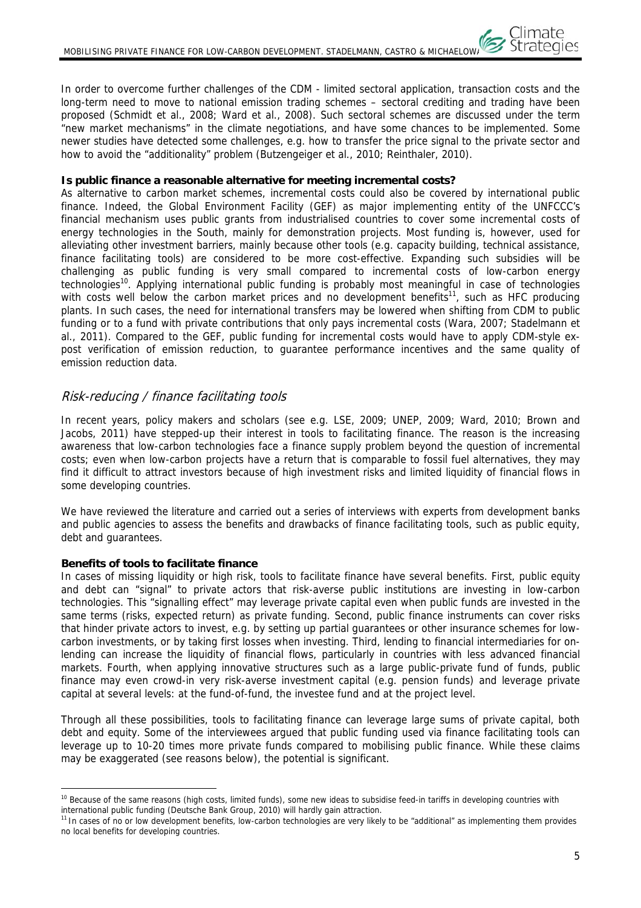In order to overcome further challenges of the CDM - limited sectoral application, transaction costs and the long-term need to move to national emission trading schemes – sectoral crediting and trading have been proposed (Schmidt et al., 2008; Ward et al., 2008). Such sectoral schemes are discussed under the term "new market mechanisms" in the climate negotiations, and have some chances to be implemented. Some newer studies have detected some challenges, e.g. how to transfer the price signal to the private sector and how to avoid the "additionality" problem (Butzengeiger et al., 2010; Reinthaler, 2010).

**Is public finance a reasonable alternative for meeting incremental costs?**

As alternative to carbon market schemes, incremental costs could also be covered by international public finance. Indeed, the Global Environment Facility (GEF) as major implementing entity of the UNFCCC's financial mechanism uses public grants from industrialised countries to cover some incremental costs of energy technologies in the South, mainly for demonstration projects. Most funding is, however, used for alleviating other investment barriers, mainly because other tools (e.g. capacity building, technical assistance, finance facilitating tools) are considered to be more cost-effective. Expanding such subsidies will be challenging as public funding is very small compared to incremental costs of low-carbon energy technologies[10]. Applying international public funding is probably most meaningful in case of technologies with costs well below the carbon market prices and no development benefits[11], such as HFC producing plants. In such cases, the need for international transfers may be lowered when shifting from CDM to public funding or to a fund with private contributions that only pays incremental costs (Wara, 2007; Stadelmann et al., 2011). Compared to the GEF, public funding for incremental costs would have to apply CDM-style ex-post verification of emission reduction, to guarantee performance incentives and the same quality of emission reduction data.

## *Risk-reducing / finance facilitating tools*

In recent years, policy makers and scholars (see e.g. LSE, 2009; UNEP, 2009; Ward, 2010; Brown and Jacobs, 2011) have stepped-up their interest in tools to facilitating finance. The reason is the increasing awareness that low-carbon technologies face a finance supply problem beyond the question of incremental costs; even when low-carbon projects have a return that is comparable to fossil fuel alternatives, they may find it difficult to attract investors because of high investment risks and limited liquidity of financial flows in some developing countries.

We have reviewed the literature and carried out a series of interviews with experts from development banks and public agencies to assess the benefits and drawbacks of finance facilitating tools, such as public equity, debt and guarantees.

**Benefits of tools to facilitate finance**

In cases of missing liquidity or high risk, tools to facilitate finance have several benefits. First, public equity and debt can "signal" to private actors that risk-averse public institutions are investing in low-carbon technologies. This "signalling effect" may leverage private capital even when public funds are invested in the same terms (risks, expected return) as private funding. Second, public finance instruments can cover risks that hinder private actors to invest, e.g. by setting up partial guarantees or other insurance schemes for low-carbon investments, or by taking first losses when investing. Third, lending to financial intermediaries for on-lending can increase the liquidity of financial flows, particularly in countries with less advanced financial markets. Fourth, when applying innovative structures such as a large public-private fund of funds, public finance may even crowd-in very risk-averse investment capital (e.g. pension funds) and leverage private capital at several levels: at the fund-of-fund, the investee fund and at the project level.

Through all these possibilities, tools to facilitating finance can leverage large sums of private capital, both debt and equity. Some of the interviewees argued that public funding used via finance facilitating tools can leverage up to 10-20 times more private funds compared to mobilising public finance. While these claims may be exaggerated (see reasons below), the potential is significant.

---

[10] Because of the same reasons (high costs, limited funds), some new ideas to subsidise feed-in tariffs in developing countries with international public funding (Deutsche Bank Group, 2010) will hardly gain attraction.

[11] In cases of no or low development benefits, low-carbon technologies are very likely to be "additional" as implementing them provides no local benefits for developing countries.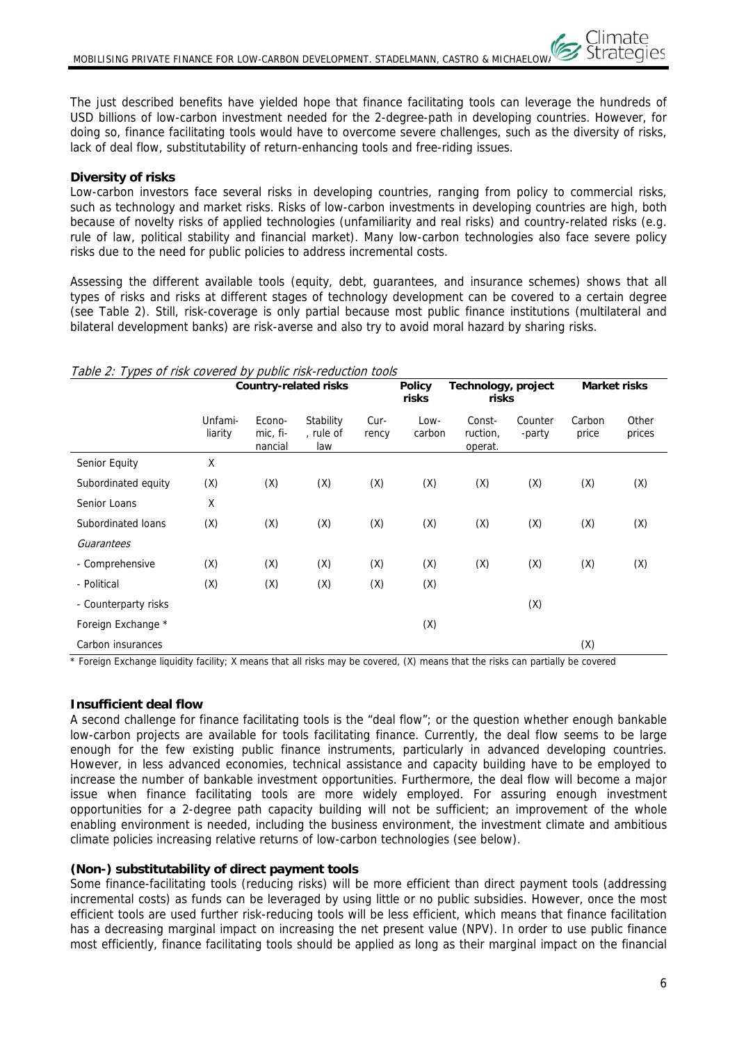The just described benefits have yielded hope that finance facilitating tools can leverage the hundreds of USD billions of low-carbon investment needed for the 2-degree-path in developing countries. However, for doing so, finance facilitating tools would have to overcome severe challenges, such as the diversity of risks, lack of deal flow, substitutability of return-enhancing tools and free-riding issues.

**Diversity of risks**

Low-carbon investors face several risks in developing countries, ranging from policy to commercial risks, such as technology and market risks. Risks of low-carbon investments in developing countries are high, both because of novelty risks of applied technologies (unfamiliarity and real risks) and country-related risks (e.g. rule of law, political stability and financial market). Many low-carbon technologies also face severe policy risks due to the need for public policies to address incremental costs.

Assessing the different available tools (equity, debt, guarantees, and insurance schemes) shows that all types of risks and risks at different stages of technology development can be covered to a certain degree (see Table 2). Still, risk-coverage is only partial because most public finance institutions (multilateral and bilateral development banks) are risk-averse and also try to avoid moral hazard by sharing risks.

*Table 2: Types of risk covered by public risk-reduction tools*

| | **Country-related risks** | | | | **Policy risks** | **Technology, project risks** | | **Market risks** | |
|---|---|---|---|---|---|---|---|---|---|
| | Unfami-liarity | Econo-mic, fi-nancial | Stability, rule of law | Cur-rency | Low-carbon | Const-ruction, operat. | Counter-party | Carbon price | Other prices |
| Senior Equity | X | | | | | | | | |
| Subordinated equity | (X) | (X) | (X) | (X) | (X) | (X) | (X) | (X) | (X) |
| Senior Loans | X | | | | | | | | |
| Subordinated loans | (X) | (X) | (X) | (X) | (X) | (X) | (X) | (X) | (X) |
| *Guarantees* | | | | | | | | | |
| - Comprehensive | (X) | (X) | (X) | (X) | (X) | (X) | (X) | (X) | (X) |
| - Political | (X) | (X) | (X) | (X) | (X) | | | | |
| - Counterparty risks | | | | | | | (X) | | |
| Foreign Exchange * | | | | | (X) | | | | |
| Carbon insurances | | | | | | | | (X) | |

\* Foreign Exchange liquidity facility; X means that all risks may be covered, (X) means that the risks can partially be covered

**Insufficient deal flow**

A second challenge for finance facilitating tools is the "deal flow"; or the question whether enough bankable low-carbon projects are available for tools facilitating finance. Currently, the deal flow seems to be large enough for the few existing public finance instruments, particularly in advanced developing countries. However, in less advanced economies, technical assistance and capacity building have to be employed to increase the number of bankable investment opportunities. Furthermore, the deal flow will become a major issue when finance facilitating tools are more widely employed. For assuring enough investment opportunities for a 2-degree path capacity building will not be sufficient; an improvement of the whole enabling environment is needed, including the business environment, the investment climate and ambitious climate policies increasing relative returns of low-carbon technologies (see below).

**(Non-) substitutability of direct payment tools**

Some finance-facilitating tools (reducing risks) will be more efficient than direct payment tools (addressing incremental costs) as funds can be leveraged by using little or no public subsidies. However, once the most efficient tools are used further risk-reducing tools will be less efficient, which means that finance facilitation has a decreasing marginal impact on increasing the net present value (NPV). In order to use public finance most efficiently, finance facilitating tools should be applied as long as their marginal impact on the financial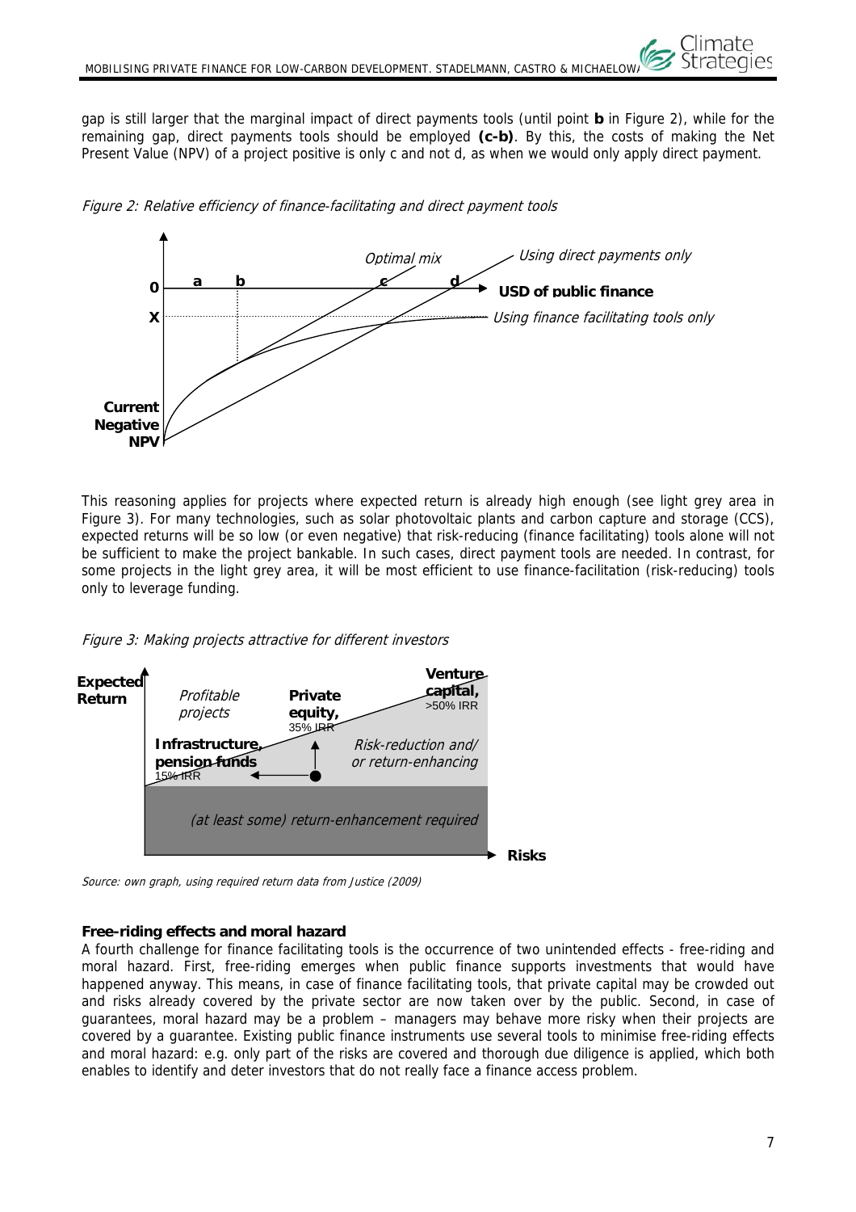gap is still larger that the marginal impact of direct payments tools (until point **b** in Figure 2), while for the remaining gap, direct payments tools should be employed **(c-b)**. By this, the costs of making the Net Present Value (NPV) of a project positive is only c and not d, as when we would only apply direct payment.

*Figure 2: Relative efficiency of finance-facilitating and direct payment tools*

This reasoning applies for projects where expected return is already high enough (see light grey area in Figure 3). For many technologies, such as solar photovoltaic plants and carbon capture and storage (CCS), expected returns will be so low (or even negative) that risk-reducing (finance facilitating) tools alone will not be sufficient to make the project bankable. In such cases, direct payment tools are needed. In contrast, for some projects in the light grey area, it will be most efficient to use finance-facilitation (risk-reducing) tools only to leverage funding.

*Figure 3: Making projects attractive for different investors*

*Source: own graph, using required return data from Justice (2009)*

**Free-riding effects and moral hazard**

A fourth challenge for finance facilitating tools is the occurrence of two unintended effects - free-riding and moral hazard. First, free-riding emerges when public finance supports investments that would have happened anyway. This means, in case of finance facilitating tools, that private capital may be crowded out and risks already covered by the private sector are now taken over by the public. Second, in case of guarantees, moral hazard may be a problem – managers may behave more risky when their projects are covered by a guarantee. Existing public finance instruments use several tools to minimise free-riding effects and moral hazard: e.g. only part of the risks are covered and thorough due diligence is applied, which both enables to identify and deter investors that do not really face a finance access problem.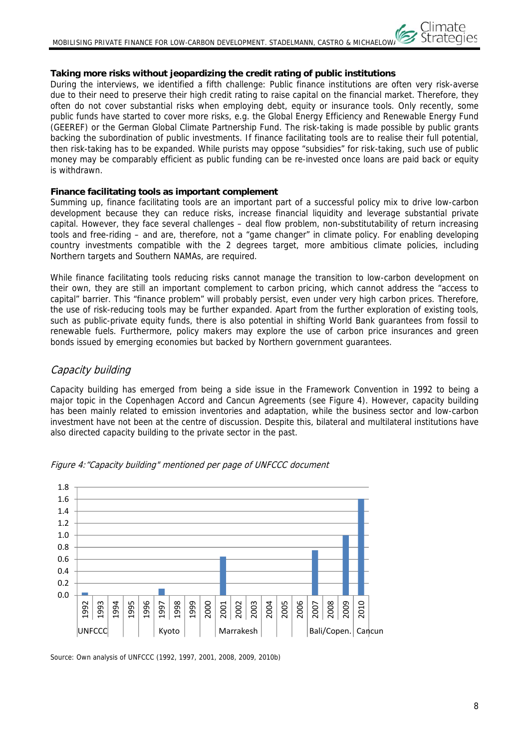**Taking more risks without jeopardizing the credit rating of public institutions**

During the interviews, we identified a fifth challenge: Public finance institutions are often very risk-averse due to their need to preserve their high credit rating to raise capital on the financial market. Therefore, they often do not cover substantial risks when employing debt, equity or insurance tools. Only recently, some public funds have started to cover more risks, e.g. the Global Energy Efficiency and Renewable Energy Fund (GEEREF) or the German Global Climate Partnership Fund. The risk-taking is made possible by public grants backing the subordination of public investments. If finance facilitating tools are to realise their full potential, then risk-taking has to be expanded. While purists may oppose "subsidies" for risk-taking, such use of public money may be comparably efficient as public funding can be re-invested once loans are paid back or equity is withdrawn.

**Finance facilitating tools as important complement**

Summing up, finance facilitating tools are an important part of a successful policy mix to drive low-carbon development because they can reduce risks, increase financial liquidity and leverage substantial private capital. However, they face several challenges – deal flow problem, non-substitutability of return increasing tools and free-riding – and are, therefore, not a "game changer" in climate policy. For enabling developing country investments compatible with the 2 degrees target, more ambitious climate policies, including Northern targets and Southern NAMAs, are required.

While finance facilitating tools reducing risks cannot manage the transition to low-carbon development on their own, they are still an important complement to carbon pricing, which cannot address the "access to capital" barrier. This "finance problem" will probably persist, even under very high carbon prices. Therefore, the use of risk-reducing tools may be further expanded. Apart from the further exploration of existing tools, such as public-private equity funds, there is also potential in shifting World Bank guarantees from fossil to renewable fuels. Furthermore, policy makers may explore the use of carbon price insurances and green bonds issued by emerging economies but backed by Northern government guarantees.

## *Capacity building*

Capacity building has emerged from being a side issue in the Framework Convention in 1992 to being a major topic in the Copenhagen Accord and Cancun Agreements (see Figure 4). However, capacity building has been mainly related to emission inventories and adaptation, while the business sector and low-carbon investment have not been at the centre of discussion. Despite this, bilateral and multilateral institutions have also directed capacity building to the private sector in the past.

*Figure 4:"Capacity building" mentioned per page of UNFCCC document*

| Year | Document | Mentions per page |
|---|---|---|
| 1992 | UNFCCC | 0.04 |
| 1997 | Kyoto | 0.11 |
| 2001 | Marrakesh | 0.64 |
| 2007 | Bali/Copen. | 0.75 |
| 2009 | Bali/Copen. | 1.0 |
| 2010 | Cancun | 1.6 |

Source: Own analysis of UNFCCC (1992, 1997, 2001, 2008, 2009, 2010b)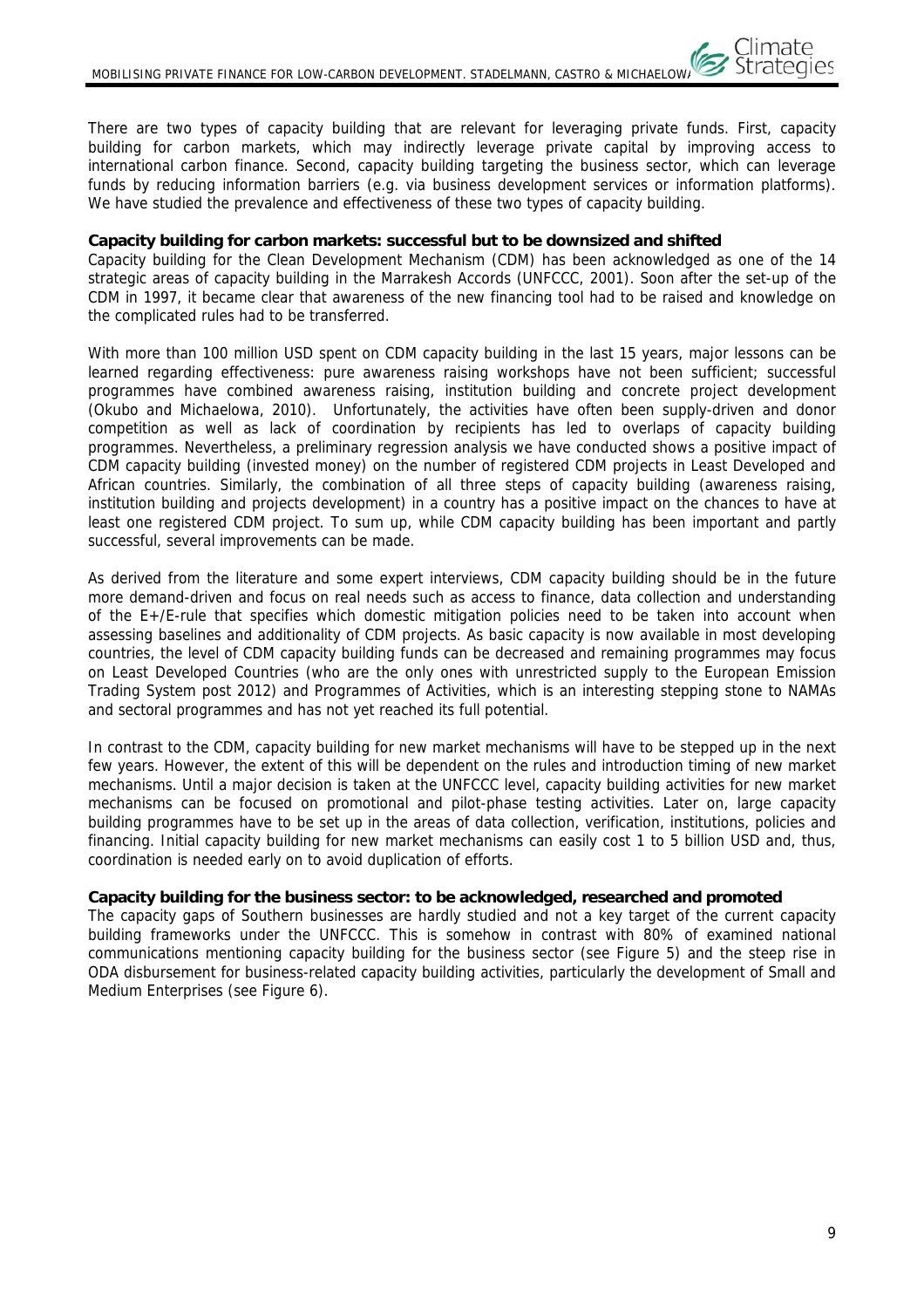There are two types of capacity building that are relevant for leveraging private funds. First, capacity building for carbon markets, which may indirectly leverage private capital by improving access to international carbon finance. Second, capacity building targeting the business sector, which can leverage funds by reducing information barriers (e.g. via business development services or information platforms). We have studied the prevalence and effectiveness of these two types of capacity building.

**Capacity building for carbon markets: successful but to be downsized and shifted**

Capacity building for the Clean Development Mechanism (CDM) has been acknowledged as one of the 14 strategic areas of capacity building in the Marrakesh Accords (UNFCCC, 2001). Soon after the set-up of the CDM in 1997, it became clear that awareness of the new financing tool had to be raised and knowledge on the complicated rules had to be transferred.

With more than 100 million USD spent on CDM capacity building in the last 15 years, major lessons can be learned regarding effectiveness: pure awareness raising workshops have not been sufficient; successful programmes have combined awareness raising, institution building and concrete project development (Okubo and Michaelowa, 2010). Unfortunately, the activities have often been supply-driven and donor competition as well as lack of coordination by recipients has led to overlaps of capacity building programmes. Nevertheless, a preliminary regression analysis we have conducted shows a positive impact of CDM capacity building (invested money) on the number of registered CDM projects in Least Developed and African countries. Similarly, the combination of all three steps of capacity building (awareness raising, institution building and projects development) in a country has a positive impact on the chances to have at least one registered CDM project. To sum up, while CDM capacity building has been important and partly successful, several improvements can be made.

As derived from the literature and some expert interviews, CDM capacity building should be in the future more demand-driven and focus on real needs such as access to finance, data collection and understanding of the E+/E-rule that specifies which domestic mitigation policies need to be taken into account when assessing baselines and additionality of CDM projects. As basic capacity is now available in most developing countries, the level of CDM capacity building funds can be decreased and remaining programmes may focus on Least Developed Countries (who are the only ones with unrestricted supply to the European Emission Trading System post 2012) and Programmes of Activities, which is an interesting stepping stone to NAMAs and sectoral programmes and has not yet reached its full potential.

In contrast to the CDM, capacity building for new market mechanisms will have to be stepped up in the next few years. However, the extent of this will be dependent on the rules and introduction timing of new market mechanisms. Until a major decision is taken at the UNFCCC level, capacity building activities for new market mechanisms can be focused on promotional and pilot-phase testing activities. Later on, large capacity building programmes have to be set up in the areas of data collection, verification, institutions, policies and financing. Initial capacity building for new market mechanisms can easily cost 1 to 5 billion USD and, thus, coordination is needed early on to avoid duplication of efforts.

**Capacity building for the business sector: to be acknowledged, researched and promoted**

The capacity gaps of Southern businesses are hardly studied and not a key target of the current capacity building frameworks under the UNFCCC. This is somehow in contrast with 80% of examined national communications mentioning capacity building for the business sector (see Figure 5) and the steep rise in ODA disbursement for business-related capacity building activities, particularly the development of Small and Medium Enterprises (see Figure 6).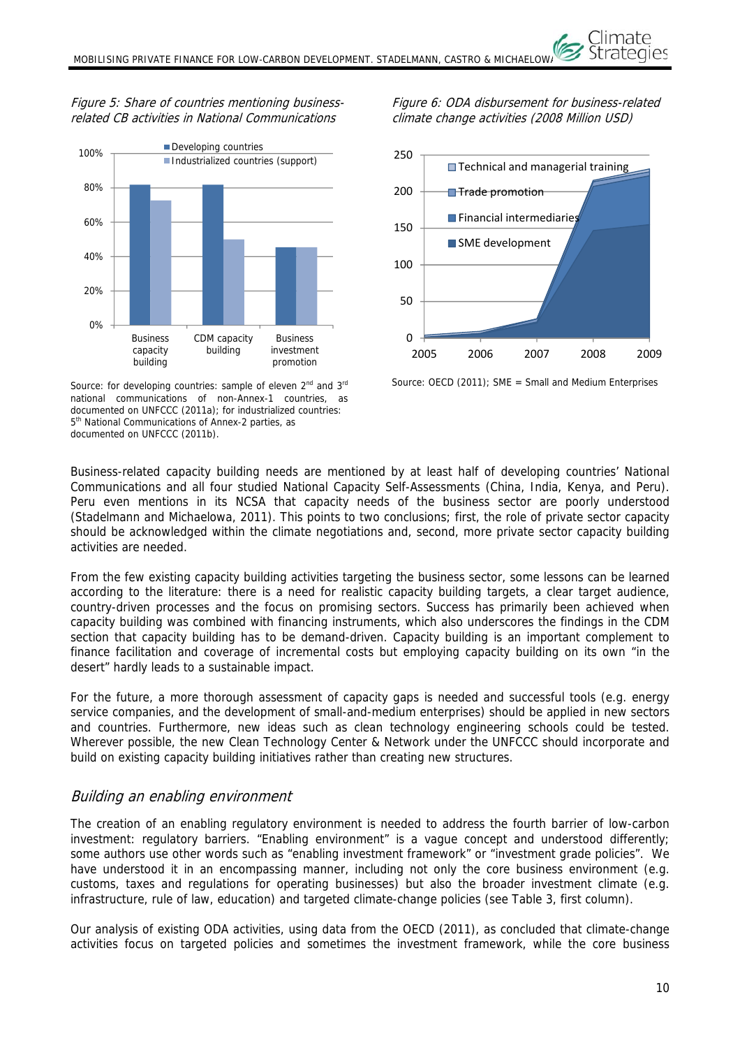*Figure 5: Share of countries mentioning business-related CB activities in National Communications*

Source: for developing countries: sample of eleven 2nd and 3rd national communications of non-Annex-1 countries, as documented on UNFCCC (2011a); for industrialized countries: 5th National Communications of Annex-2 parties, as documented on UNFCCC (2011b).

*Figure 6: ODA disbursement for business-related climate change activities (2008 Million USD)*

Source: OECD (2011); SME = Small and Medium Enterprises

Business-related capacity building needs are mentioned by at least half of developing countries' National Communications and all four studied National Capacity Self-Assessments (China, India, Kenya, and Peru). Peru even mentions in its NCSA that capacity needs of the business sector are poorly understood (Stadelmann and Michaelowa, 2011). This points to two conclusions; first, the role of private sector capacity should be acknowledged within the climate negotiations and, second, more private sector capacity building activities are needed.

From the few existing capacity building activities targeting the business sector, some lessons can be learned according to the literature: there is a need for realistic capacity building targets, a clear target audience, country-driven processes and the focus on promising sectors. Success has primarily been achieved when capacity building was combined with financing instruments, which also underscores the findings in the CDM section that capacity building has to be demand-driven. Capacity building is an important complement to finance facilitation and coverage of incremental costs but employing capacity building on its own "in the desert" hardly leads to a sustainable impact.

For the future, a more thorough assessment of capacity gaps is needed and successful tools (e.g. energy service companies, and the development of small-and-medium enterprises) should be applied in new sectors and countries. Furthermore, new ideas such as clean technology engineering schools could be tested. Wherever possible, the new Clean Technology Center & Network under the UNFCCC should incorporate and build on existing capacity building initiatives rather than creating new structures.

## *Building an enabling environment*

The creation of an enabling regulatory environment is needed to address the fourth barrier of low-carbon investment: regulatory barriers. "Enabling environment" is a vague concept and understood differently; some authors use other words such as "enabling investment framework" or "investment grade policies". We have understood it in an encompassing manner, including not only the core business environment (e.g. customs, taxes and regulations for operating businesses) but also the broader investment climate (e.g. infrastructure, rule of law, education) and targeted climate-change policies (see Table 3, first column).

Our analysis of existing ODA activities, using data from the OECD (2011), as concluded that climate-change activities focus on targeted policies and sometimes the investment framework, while the core business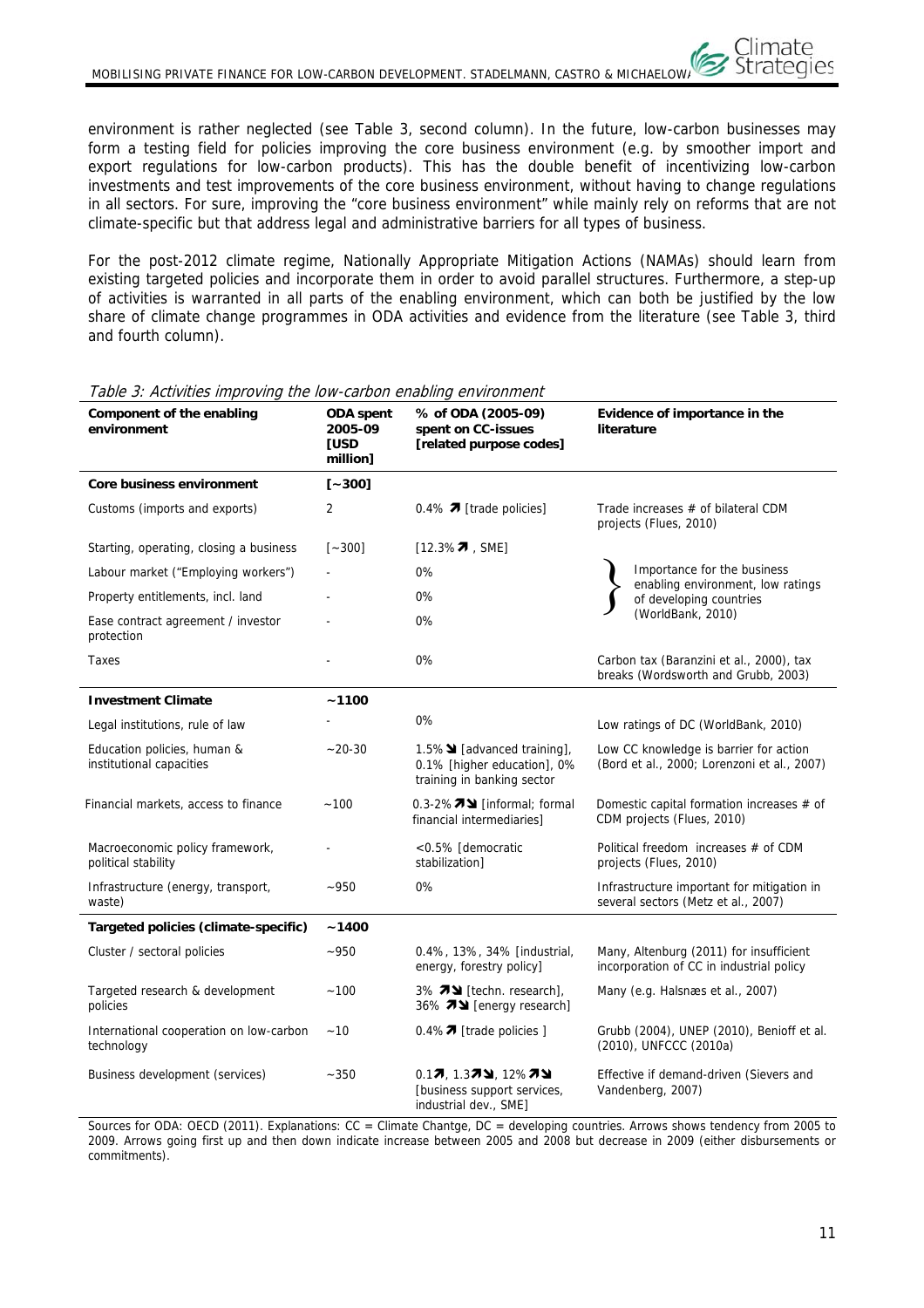environment is rather neglected (see Table 3, second column). In the future, low-carbon businesses may form a testing field for policies improving the core business environment (e.g. by smoother import and export regulations for low-carbon products). This has the double benefit of incentivizing low-carbon investments and test improvements of the core business environment, without having to change regulations in all sectors. For sure, improving the "core business environment" while mainly rely on reforms that are not climate-specific but that address legal and administrative barriers for all types of business.

For the post-2012 climate regime, Nationally Appropriate Mitigation Actions (NAMAs) should learn from existing targeted policies and incorporate them in order to avoid parallel structures. Furthermore, a step-up of activities is warranted in all parts of the enabling environment, which can both be justified by the low share of climate change programmes in ODA activities and evidence from the literature (see Table 3, third and fourth column).

*Table 3: Activities improving the low-carbon enabling environment*

| Component of the enabling environment | ODA spent 2005-09 [USD million] | % of ODA (2005-09) spent on CC-issues [related purpose codes] | Evidence of importance in the literature |
|---|---|---|---|
| **Core business environment** | **[~300]** | | |
| Customs (imports and exports) | 2 | 0.4% ↗ [trade policies] | Trade increases # of bilateral CDM projects (Flues, 2010) |
| Starting, operating, closing a business | [~300] | [12.3% ↗ , SME] | Importance for the business enabling environment, low ratings of developing countries (WorldBank, 2010) |
| Labour market ("Employing workers") | - | 0% | |
| Property entitlements, incl. land | - | 0% | |
| Ease contract agreement / investor protection | - | 0% | |
| Taxes | - | 0% | Carbon tax (Baranzini et al., 2000), tax breaks (Wordsworth and Grubb, 2003) |
| **Investment Climate** | **~1100** | | |
| Legal institutions, rule of law | - | 0% | Low ratings of DC (WorldBank, 2010) |
| Education policies, human & institutional capacities | ~20-30 | 1.5% ↘ [advanced training], 0.1% [higher education], 0% training in banking sector | Low CC knowledge is barrier for action (Bord et al., 2000; Lorenzoni et al., 2007) |
| Financial markets, access to finance | ~100 | 0.3-2% ↗↘ [informal; formal financial intermediaries] | Domestic capital formation increases # of CDM projects (Flues, 2010) |
| Macroeconomic policy framework, political stability | - | <0.5% [democratic stabilization] | Political freedom increases # of CDM projects (Flues, 2010) |
| Infrastructure (energy, transport, waste) | ~950 | 0% | Infrastructure important for mitigation in several sectors (Metz et al., 2007) |
| **Targeted policies (climate-specific)** | **~1400** | | |
| Cluster / sectoral policies | ~950 | 0.4%, 13%, 34% [industrial, energy, forestry policy] | Many, Altenburg (2011) for insufficient incorporation of CC in industrial policy |
| Targeted research & development policies | ~100 | 3% ↗↘ [techn. research], 36% ↗↘ [energy research] | Many (e.g. Halsnæs et al., 2007) |
| International cooperation on low-carbon technology | ~10 | 0.4% ↗ [trade policies ] | Grubb (2004), UNEP (2010), Benioff et al. (2010), UNFCCC (2010a) |
| Business development (services) | ~350 | 0.1↗, 1.3↗↘, 12% ↗↘ [business support services, industrial dev., SME] | Effective if demand-driven (Sievers and Vandenberg, 2007) |

Sources for ODA: OECD (2011). Explanations: CC = Climate Chantge, DC = developing countries. Arrows shows tendency from 2005 to 2009. Arrows going first up and then down indicate increase between 2005 and 2008 but decrease in 2009 (either disbursements or commitments).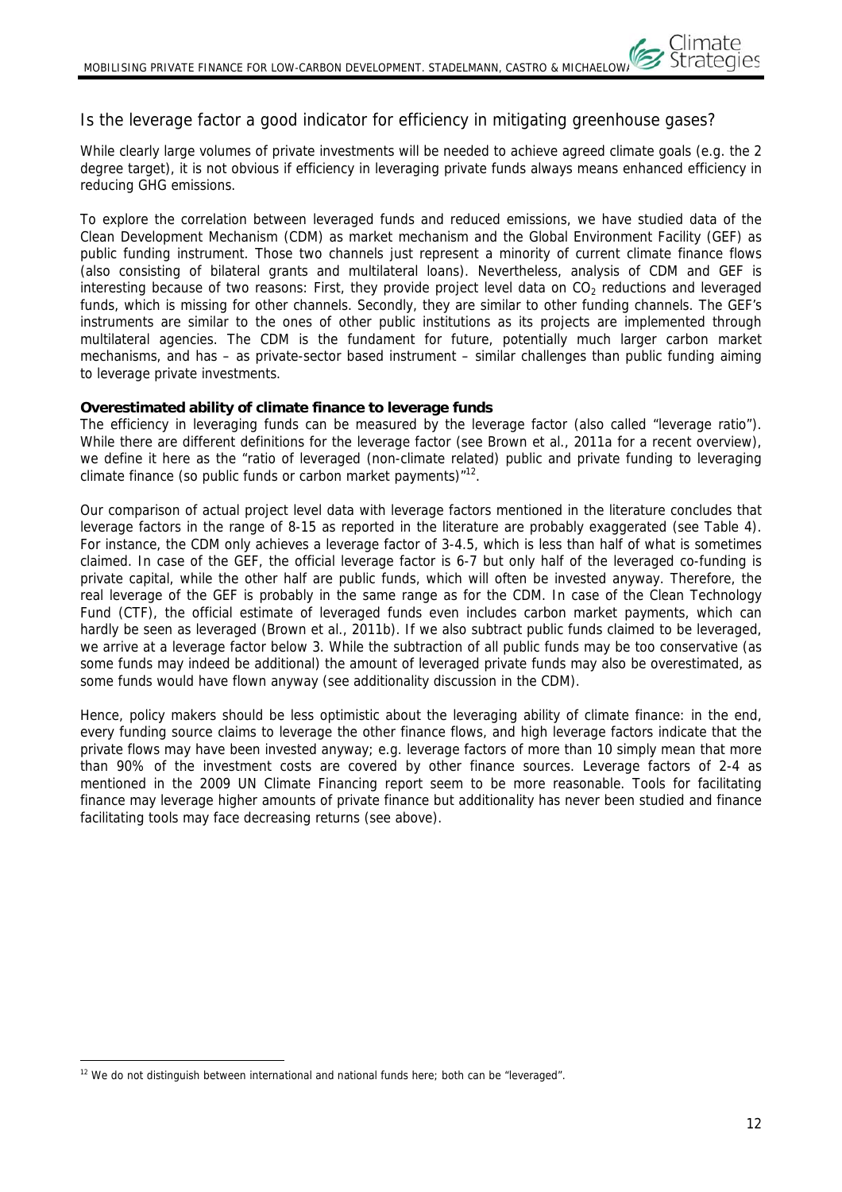## Is the leverage factor a good indicator for efficiency in mitigating greenhouse gases?

While clearly large volumes of private investments will be needed to achieve agreed climate goals (e.g. the 2 degree target), it is not obvious if efficiency in leveraging private funds always means enhanced efficiency in reducing GHG emissions.

To explore the correlation between leveraged funds and reduced emissions, we have studied data of the Clean Development Mechanism (CDM) as market mechanism and the Global Environment Facility (GEF) as public funding instrument. Those two channels just represent a minority of current climate finance flows (also consisting of bilateral grants and multilateral loans). Nevertheless, analysis of CDM and GEF is interesting because of two reasons: First, they provide project level data on $CO_2$ reductions and leveraged funds, which is missing for other channels. Secondly, they are similar to other funding channels. The GEF's instruments are similar to the ones of other public institutions as its projects are implemented through multilateral agencies. The CDM is the fundament for future, potentially much larger carbon market mechanisms, and has – as private-sector based instrument – similar challenges than public funding aiming to leverage private investments.

**Overestimated ability of climate finance to leverage funds**

The efficiency in leveraging funds can be measured by the leverage factor (also called "leverage ratio"). While there are different definitions for the leverage factor (see Brown et al., 2011a for a recent overview), we define it here as the "ratio of leveraged (non-climate related) public and private funding to leveraging climate finance (so public funds or carbon market payments)"[12].

Our comparison of actual project level data with leverage factors mentioned in the literature concludes that leverage factors in the range of 8-15 as reported in the literature are probably exaggerated (see Table 4). For instance, the CDM only achieves a leverage factor of 3-4.5, which is less than half of what is sometimes claimed. In case of the GEF, the official leverage factor is 6-7 but only half of the leveraged co-funding is private capital, while the other half are public funds, which will often be invested anyway. Therefore, the real leverage of the GEF is probably in the same range as for the CDM. In case of the Clean Technology Fund (CTF), the official estimate of leveraged funds even includes carbon market payments, which can hardly be seen as leveraged (Brown et al., 2011b). If we also subtract public funds claimed to be leveraged, we arrive at a leverage factor below 3. While the subtraction of all public funds may be too conservative (as some funds may indeed be additional) the amount of leveraged private funds may also be overestimated, as some funds would have flown anyway (see additionality discussion in the CDM).

Hence, policy makers should be less optimistic about the leveraging ability of climate finance: in the end, every funding source claims to leverage the other finance flows, and high leverage factors indicate that the private flows may have been invested anyway; e.g. leverage factors of more than 10 simply mean that more than 90% of the investment costs are covered by other finance sources. Leverage factors of 2-4 as mentioned in the 2009 UN Climate Financing report seem to be more reasonable. Tools for facilitating finance may leverage higher amounts of private finance but additionality has never been studied and finance facilitating tools may face decreasing returns (see above).

---

[12] We do not distinguish between international and national funds here; both can be "leveraged".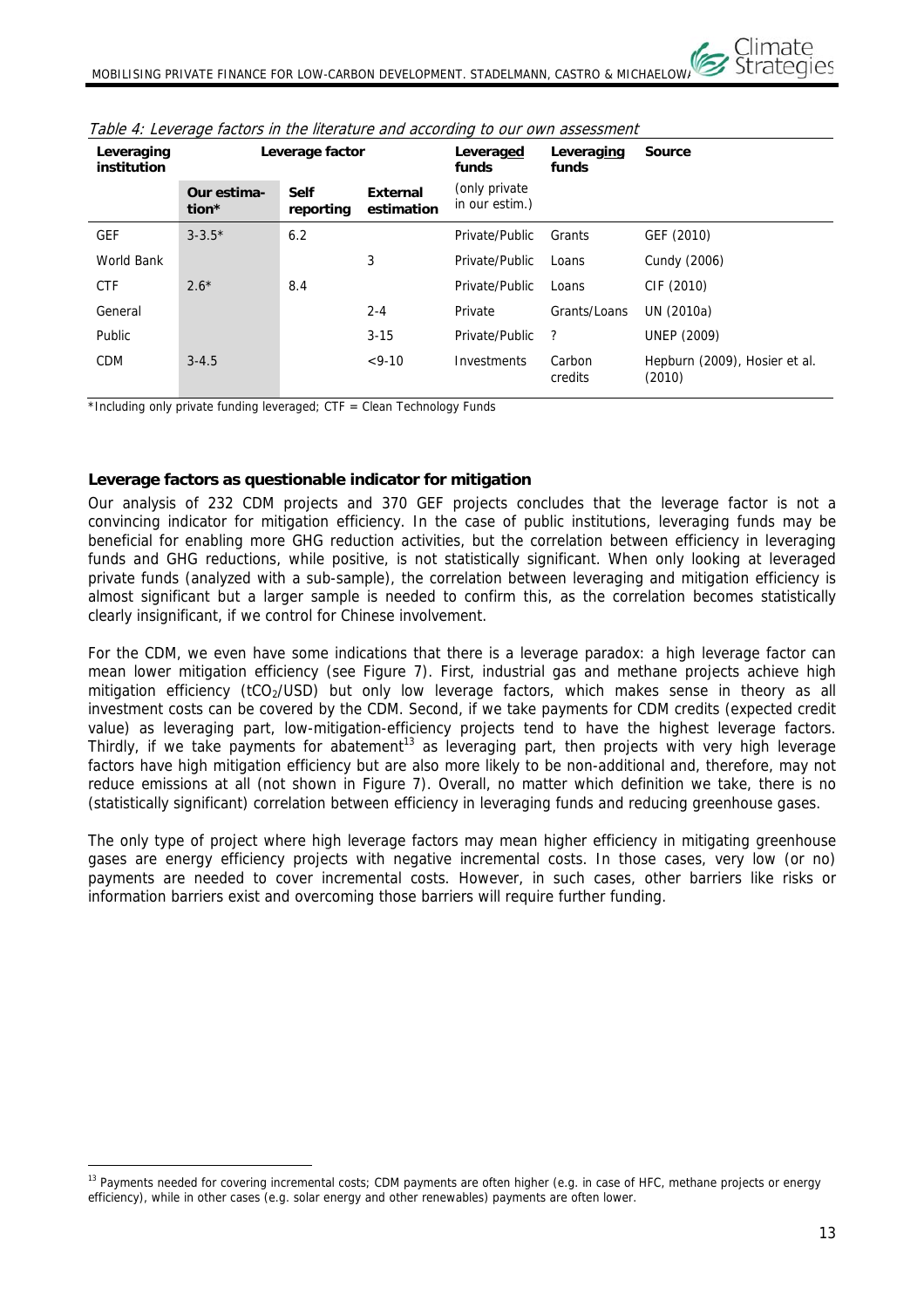*Table 4: Leverage factors in the literature and according to our own assessment*

| Leveraging institution | Leverage factor | | | Leveraged funds | Leveraging funds | Source |
|---|---|---|---|---|---|---|
| | Our estimation* | Self reporting | External estimation | (only private in our estim.) | | |
| GEF | 3-3.5* | 6.2 | | Private/Public | Grants | GEF (2010) |
| World Bank | | | 3 | Private/Public | Loans | Cundy (2006) |
| CTF | 2.6* | 8.4 | | Private/Public | Loans | CIF (2010) |
| General | | | 2-4 | Private | Grants/Loans | UN (2010a) |
| Public | | | 3-15 | Private/Public | ? | UNEP (2009) |
| CDM | 3-4.5 | | <9-10 | Investments | Carbon credits | Hepburn (2009), Hosier et al. (2010) |

*Including only private funding leveraged; CTF = Clean Technology Funds

### Leverage factors as questionable indicator for mitigation

Our analysis of 232 CDM projects and 370 GEF projects concludes that the leverage factor is not a convincing indicator for mitigation efficiency. In the case of public institutions, leveraging funds may be beneficial for enabling more GHG reduction activities, but the correlation between efficiency in leveraging funds and GHG reductions, while positive, is not statistically significant. When only looking at leveraged private funds (analyzed with a sub-sample), the correlation between leveraging and mitigation efficiency is almost significant but a larger sample is needed to confirm this, as the correlation becomes statistically clearly insignificant, if we control for Chinese involvement.

For the CDM, we even have some indications that there is a leverage paradox: a high leverage factor can mean lower mitigation efficiency (see Figure 7). First, industrial gas and methane projects achieve high mitigation efficiency ($tCO_2$/USD) but only low leverage factors, which makes sense in theory as all investment costs can be covered by the CDM. Second, if we take payments for CDM credits (expected credit value) as leveraging part, low-mitigation-efficiency projects tend to have the highest leverage factors. Thirdly, if we take payments for abatement[13] as leveraging part, then projects with very high leverage factors have high mitigation efficiency but are also more likely to be non-additional and, therefore, may not reduce emissions at all (not shown in Figure 7). Overall, no matter which definition we take, there is no (statistically significant) correlation between efficiency in leveraging funds and reducing greenhouse gases.

The only type of project where high leverage factors may mean higher efficiency in mitigating greenhouse gases are energy efficiency projects with negative incremental costs. In those cases, very low (or no) payments are needed to cover incremental costs. However, in such cases, other barriers like risks or information barriers exist and overcoming those barriers will require further funding.

[13] Payments needed for covering incremental costs; CDM payments are often higher (e.g. in case of HFC, methane projects or energy efficiency), while in other cases (e.g. solar energy and other renewables) payments are often lower.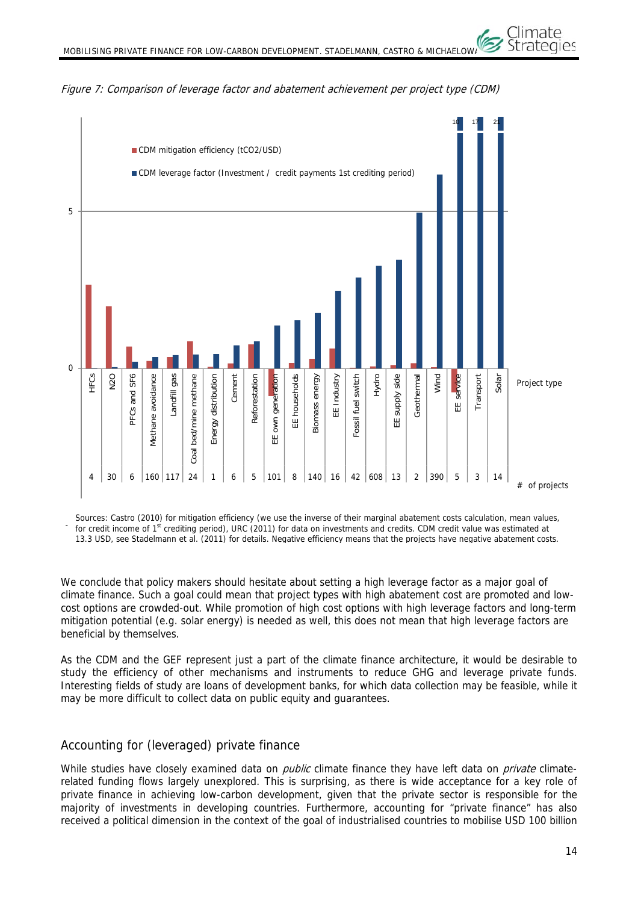*Figure 7: Comparison of leverage factor and abatement achievement per project type (CDM)*

Sources: Castro (2010) for mitigation efficiency (we use the inverse of their marginal abatement costs calculation, mean values, for credit income of 1st crediting period), URC (2011) for data on investments and credits. CDM credit value was estimated at 13.3 USD, see Stadelmann et al. (2011) for details. Negative efficiency means that the projects have negative abatement costs.

We conclude that policy makers should hesitate about setting a high leverage factor as a major goal of climate finance. Such a goal could mean that project types with high abatement cost are promoted and low-cost options are crowded-out. While promotion of high cost options with high leverage factors and long-term mitigation potential (e.g. solar energy) is needed as well, this does not mean that high leverage factors are beneficial by themselves.

As the CDM and the GEF represent just a part of the climate finance architecture, it would be desirable to study the efficiency of other mechanisms and instruments to reduce GHG and leverage private funds. Interesting fields of study are loans of development banks, for which data collection may be feasible, while it may be more difficult to collect data on public equity and guarantees.

## Accounting for (leveraged) private finance

While studies have closely examined data on *public* climate finance they have left data on *private* climate-related funding flows largely unexplored. This is surprising, as there is wide acceptance for a key role of private finance in achieving low-carbon development, given that the private sector is responsible for the majority of investments in developing countries. Furthermore, accounting for "private finance" has also received a political dimension in the context of the goal of industrialised countries to mobilise USD 100 billion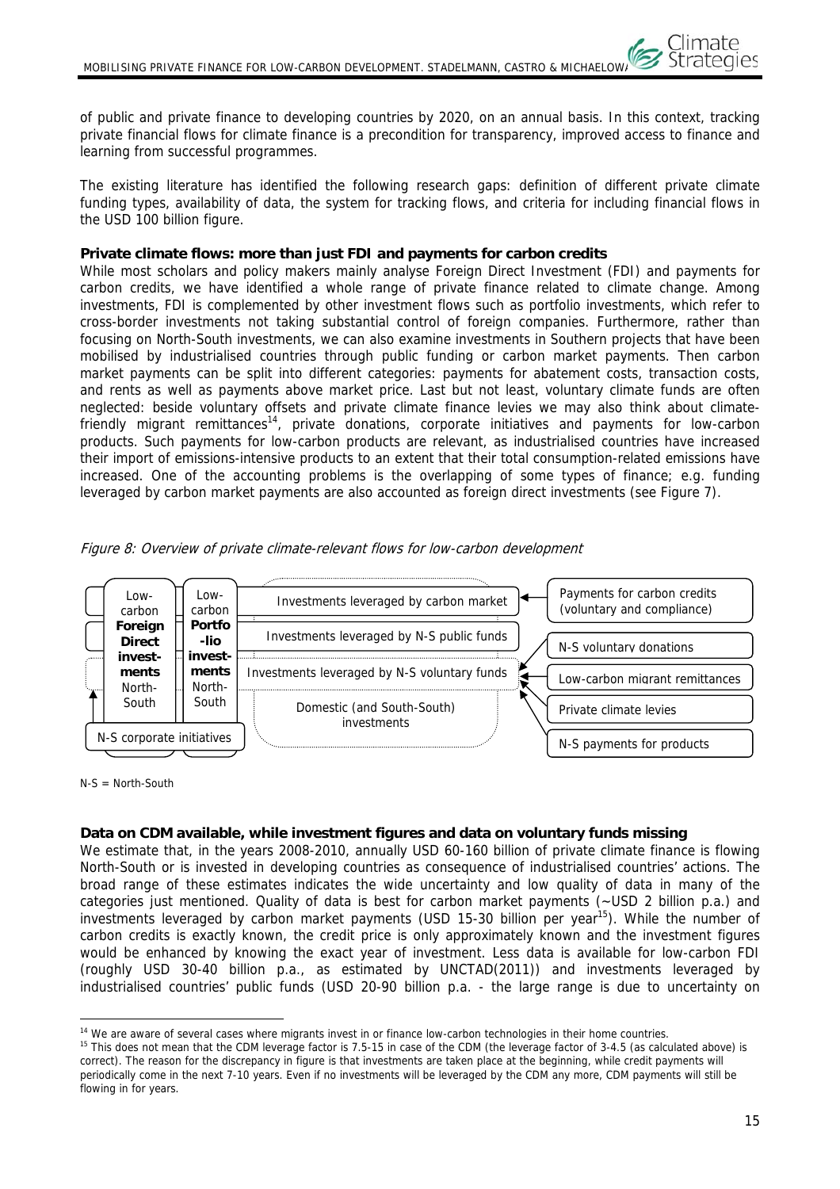of public and private finance to developing countries by 2020, on an annual basis. In this context, tracking private financial flows for climate finance is a precondition for transparency, improved access to finance and learning from successful programmes.

The existing literature has identified the following research gaps: definition of different private climate funding types, availability of data, the system for tracking flows, and criteria for including financial flows in the USD 100 billion figure.

**Private climate flows: more than just FDI and payments for carbon credits**

While most scholars and policy makers mainly analyse Foreign Direct Investment (FDI) and payments for carbon credits, we have identified a whole range of private finance related to climate change. Among investments, FDI is complemented by other investment flows such as portfolio investments, which refer to cross-border investments not taking substantial control of foreign companies. Furthermore, rather than focusing on North-South investments, we can also examine investments in Southern projects that have been mobilised by industrialised countries through public funding or carbon market payments. Then carbon market payments can be split into different categories: payments for abatement costs, transaction costs, and rents as well as payments above market price. Last but not least, voluntary climate funds are often neglected: beside voluntary offsets and private climate finance levies we may also think about climate-friendly migrant remittances[14], private donations, corporate initiatives and payments for low-carbon products. Such payments for low-carbon products are relevant, as industrialised countries have increased their import of emissions-intensive products to an extent that their total consumption-related emissions have increased. One of the accounting problems is the overlapping of some types of finance; e.g. funding leveraged by carbon market payments are also accounted as foreign direct investments (see Figure 7).

*Figure 8: Overview of private climate-relevant flows for low-carbon development*

- Low-carbon **Foreign Direct investments** North-South
- Low-carbon **Portfolio investments** North-South
- Investments leveraged by carbon market ← Payments for carbon credits (voluntary and compliance)
- Investments leveraged by N-S public funds
- Investments leveraged by N-S voluntary funds ← N-S voluntary donations; Low-carbon migrant remittances; Private climate levies; N-S payments for products
- Domestic (and South-South) investments
- N-S corporate initiatives

N-S = North-South

**Data on CDM available, while investment figures and data on voluntary funds missing**

We estimate that, in the years 2008-2010, annually USD 60-160 billion of private climate finance is flowing North-South or is invested in developing countries as consequence of industrialised countries' actions. The broad range of these estimates indicates the wide uncertainty and low quality of data in many of the categories just mentioned. Quality of data is best for carbon market payments (~USD 2 billion p.a.) and investments leveraged by carbon market payments (USD 15-30 billion per year[15]). While the number of carbon credits is exactly known, the credit price is only approximately known and the investment figures would be enhanced by knowing the exact year of investment. Less data is available for low-carbon FDI (roughly USD 30-40 billion p.a., as estimated by UNCTAD(2011)) and investments leveraged by industrialised countries' public funds (USD 20-90 billion p.a. - the large range is due to uncertainty on

[14] We are aware of several cases where migrants invest in or finance low-carbon technologies in their home countries.

[15] This does not mean that the CDM leverage factor is 7.5-15 in case of the CDM (the leverage factor of 3-4.5 (as calculated above) is correct). The reason for the discrepancy in figure is that investments are taken place at the beginning, while credit payments will periodically come in the next 7-10 years. Even if no investments will be leveraged by the CDM any more, CDM payments will still be flowing in for years.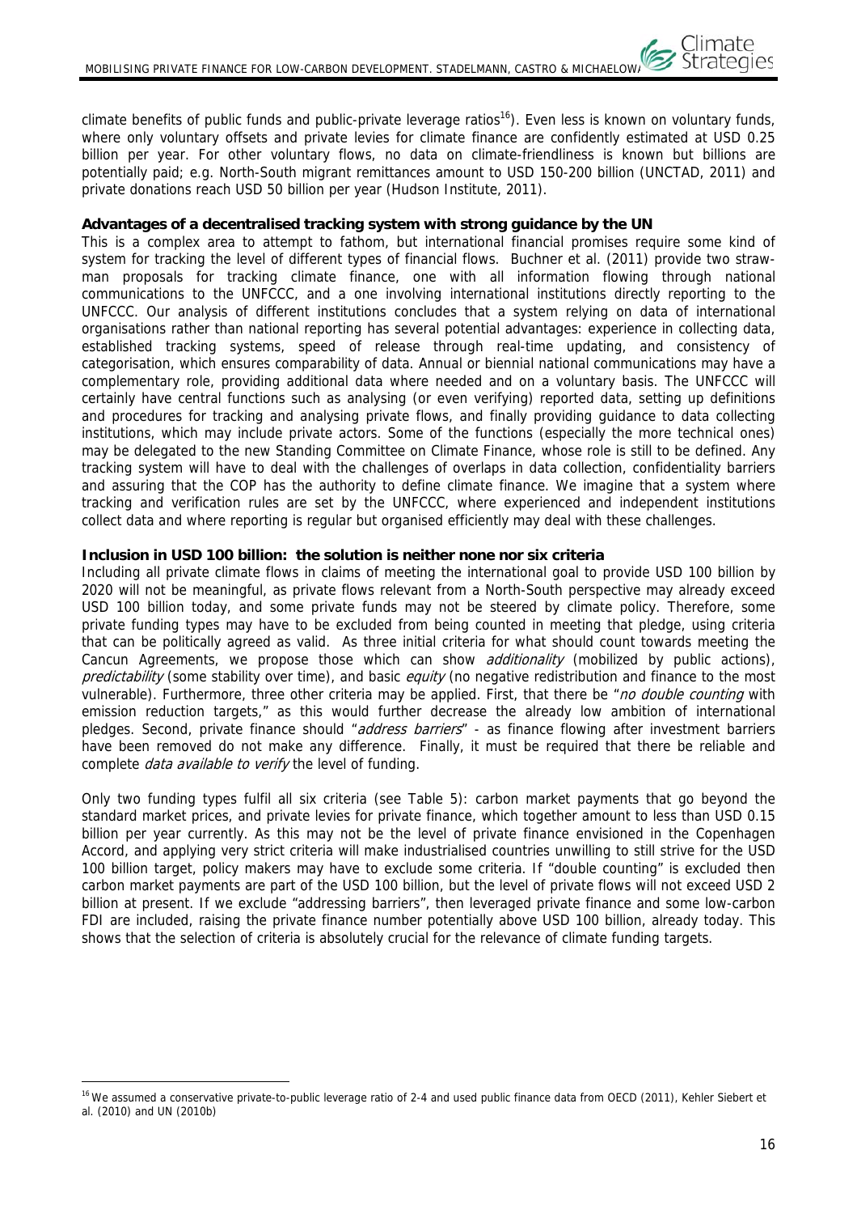climate benefits of public funds and public-private leverage ratios[16]). Even less is known on voluntary funds, where only voluntary offsets and private levies for climate finance are confidently estimated at USD 0.25 billion per year. For other voluntary flows, no data on climate-friendliness is known but billions are potentially paid; e.g. North-South migrant remittances amount to USD 150-200 billion (UNCTAD, 2011) and private donations reach USD 50 billion per year (Hudson Institute, 2011).

**Advantages of a decentralised tracking system with strong guidance by the UN**

This is a complex area to attempt to fathom, but international financial promises require some kind of system for tracking the level of different types of financial flows. Buchner et al. (2011) provide two straw-man proposals for tracking climate finance, one with all information flowing through national communications to the UNFCCC, and a one involving international institutions directly reporting to the UNFCCC. Our analysis of different institutions concludes that a system relying on data of international organisations rather than national reporting has several potential advantages: experience in collecting data, established tracking systems, speed of release through real-time updating, and consistency of categorisation, which ensures comparability of data. Annual or biennial national communications may have a complementary role, providing additional data where needed and on a voluntary basis. The UNFCCC will certainly have central functions such as analysing (or even verifying) reported data, setting up definitions and procedures for tracking and analysing private flows, and finally providing guidance to data collecting institutions, which may include private actors. Some of the functions (especially the more technical ones) may be delegated to the new Standing Committee on Climate Finance, whose role is still to be defined. Any tracking system will have to deal with the challenges of overlaps in data collection, confidentiality barriers and assuring that the COP has the authority to define climate finance. We imagine that a system where tracking and verification rules are set by the UNFCCC, where experienced and independent institutions collect data and where reporting is regular but organised efficiently may deal with these challenges.

**Inclusion in USD 100 billion: the solution is neither none nor six criteria**

Including all private climate flows in claims of meeting the international goal to provide USD 100 billion by 2020 will not be meaningful, as private flows relevant from a North-South perspective may already exceed USD 100 billion today, and some private funds may not be steered by climate policy. Therefore, some private funding types may have to be excluded from being counted in meeting that pledge, using criteria that can be politically agreed as valid. As three initial criteria for what should count towards meeting the Cancun Agreements, we propose those which can show *additionality* (mobilized by public actions), *predictability* (some stability over time), and basic *equity* (no negative redistribution and finance to the most vulnerable). Furthermore, three other criteria may be applied. First, that there be "*no double counting* with emission reduction targets," as this would further decrease the already low ambition of international pledges. Second, private finance should "*address barriers*" - as finance flowing after investment barriers have been removed do not make any difference. Finally, it must be required that there be reliable and complete *data available to verify* the level of funding.

Only two funding types fulfil all six criteria (see Table 5): carbon market payments that go beyond the standard market prices, and private levies for private finance, which together amount to less than USD 0.15 billion per year currently. As this may not be the level of private finance envisioned in the Copenhagen Accord, and applying very strict criteria will make industrialised countries unwilling to still strive for the USD 100 billion target, policy makers may have to exclude some criteria. If "double counting" is excluded then carbon market payments are part of the USD 100 billion, but the level of private flows will not exceed USD 2 billion at present. If we exclude "addressing barriers", then leveraged private finance and some low-carbon FDI are included, raising the private finance number potentially above USD 100 billion, already today. This shows that the selection of criteria is absolutely crucial for the relevance of climate funding targets.

[16] We assumed a conservative private-to-public leverage ratio of 2-4 and used public finance data from OECD (2011), Kehler Siebert et al. (2010) and UN (2010b)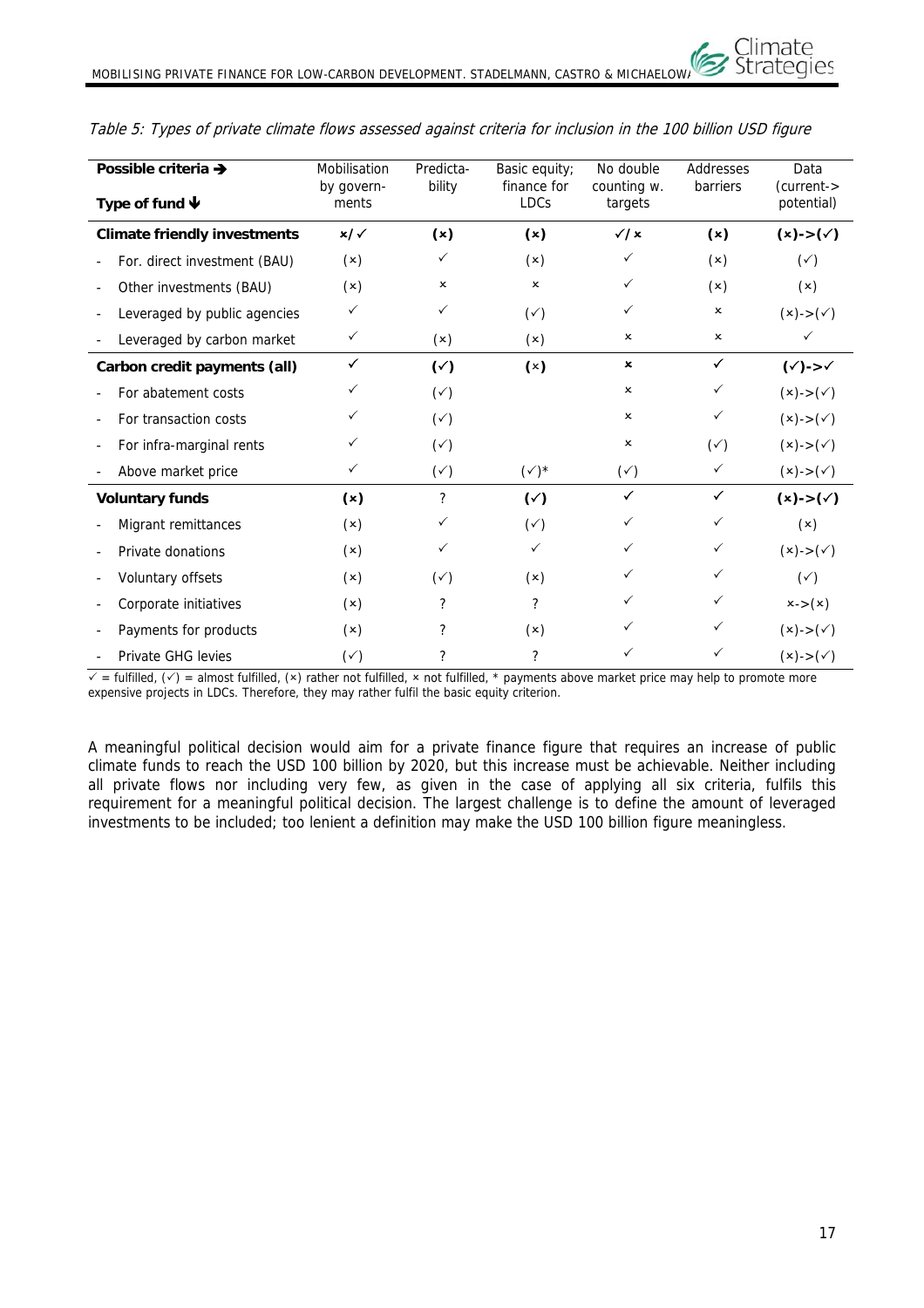*Table 5: Types of private climate flows assessed against criteria for inclusion in the 100 billion USD figure*

| **Possible criteria →** <br> **Type of fund ↓** | Mobilisation by governments | Predictability | Basic equity; finance for LDCs | No double counting w. targets | Addresses barriers | Data (current-> potential) |
|---|---|---|---|---|---|---|
| **Climate friendly investments** | **×/✓** | **(×)** | **(×)** | **✓/×** | **(×)** | **(×)->(✓)** |
| - For. direct investment (BAU) | (×) | ✓ | (×) | ✓ | (×) | (✓) |
| - Other investments (BAU) | (×) | × | × | ✓ | (×) | (×) |
| - Leveraged by public agencies | ✓ | ✓ | (✓) | ✓ | × | (×)->(✓) |
| - Leveraged by carbon market | ✓ | (×) | (×) | × | × | ✓ |
| **Carbon credit payments (all)** | **✓** | **(✓)** | **(×)** | **×** | **✓** | **(✓)->✓** |
| - For abatement costs | ✓ | (✓) | | × | ✓ | (×)->(✓) |
| - For transaction costs | ✓ | (✓) | | × | ✓ | (×)->(✓) |
| - For infra-marginal rents | ✓ | (✓) | | × | (✓) | (×)->(✓) |
| - Above market price | ✓ | (✓) | (✓)* | (✓) | ✓ | (×)->(✓) |
| **Voluntary funds** | **(×)** | **?** | **(✓)** | **✓** | **✓** | **(×)->(✓)** |
| - Migrant remittances | (×) | ✓ | (✓) | ✓ | ✓ | (×) |
| - Private donations | (×) | ✓ | ✓ | ✓ | ✓ | (×)->(✓) |
| - Voluntary offsets | (×) | (✓) | (×) | ✓ | ✓ | (✓) |
| - Corporate initiatives | (×) | ? | ? | ✓ | ✓ | ×->(×) |
| - Payments for products | (×) | ? | (×) | ✓ | ✓ | (×)->(✓) |
| - Private GHG levies | (✓) | ? | ? | ✓ | ✓ | (×)->(✓) |

✓ = fulfilled, (✓) = almost fulfilled, (×) rather not fulfilled, × not fulfilled, * payments above market price may help to promote more expensive projects in LDCs. Therefore, they may rather fulfil the basic equity criterion.

A meaningful political decision would aim for a private finance figure that requires an increase of public climate funds to reach the USD 100 billion by 2020, but this increase must be achievable. Neither including all private flows nor including very few, as given in the case of applying all six criteria, fulfils this requirement for a meaningful political decision. The largest challenge is to define the amount of leveraged investments to be included; too lenient a definition may make the USD 100 billion figure meaningless.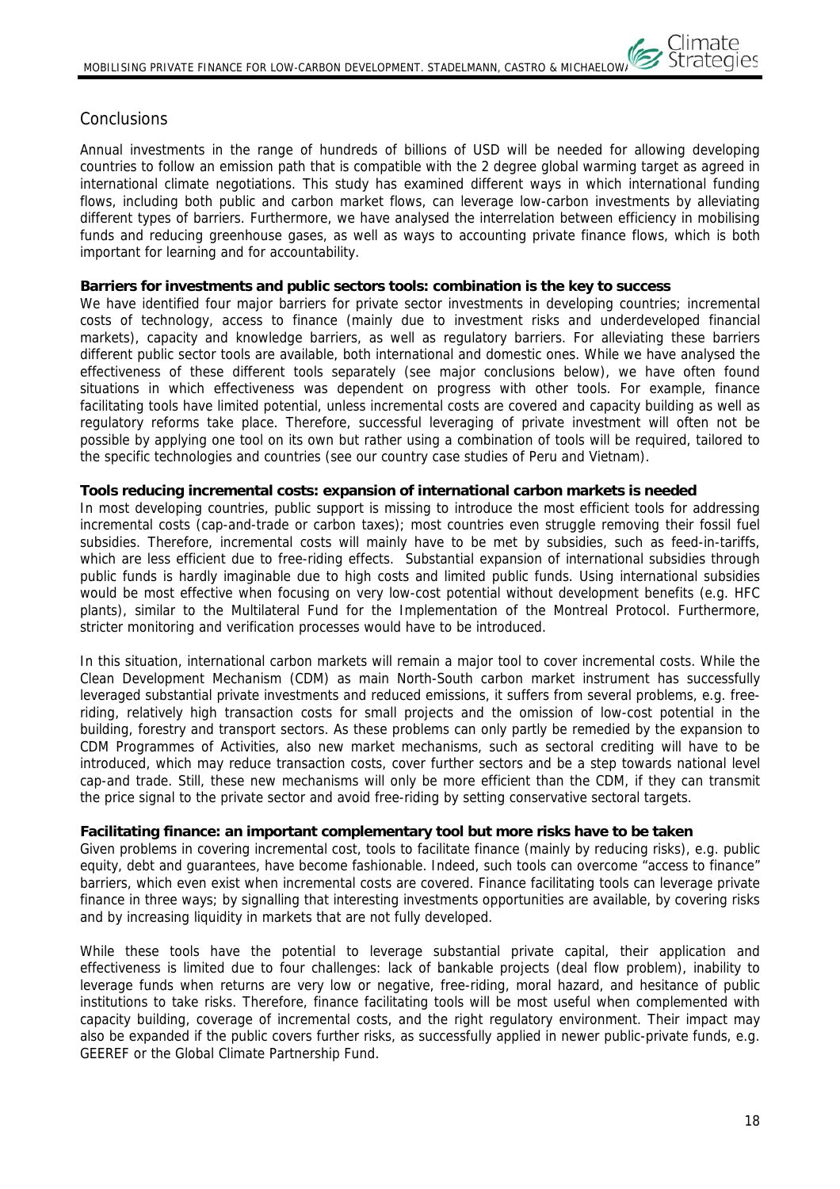## Conclusions

Annual investments in the range of hundreds of billions of USD will be needed for allowing developing countries to follow an emission path that is compatible with the 2 degree global warming target as agreed in international climate negotiations. This study has examined different ways in which international funding flows, including both public and carbon market flows, can leverage low-carbon investments by alleviating different types of barriers. Furthermore, we have analysed the interrelation between efficiency in mobilising funds and reducing greenhouse gases, as well as ways to accounting private finance flows, which is both important for learning and for accountability.

**Barriers for investments and public sectors tools: combination is the key to success**

We have identified four major barriers for private sector investments in developing countries; incremental costs of technology, access to finance (mainly due to investment risks and underdeveloped financial markets), capacity and knowledge barriers, as well as regulatory barriers. For alleviating these barriers different public sector tools are available, both international and domestic ones. While we have analysed the effectiveness of these different tools separately (see major conclusions below), we have often found situations in which effectiveness was dependent on progress with other tools. For example, finance facilitating tools have limited potential, unless incremental costs are covered and capacity building as well as regulatory reforms take place. Therefore, successful leveraging of private investment will often not be possible by applying one tool on its own but rather using a combination of tools will be required, tailored to the specific technologies and countries (see our country case studies of Peru and Vietnam).

**Tools reducing incremental costs: expansion of international carbon markets is needed**

In most developing countries, public support is missing to introduce the most efficient tools for addressing incremental costs (cap-and-trade or carbon taxes); most countries even struggle removing their fossil fuel subsidies. Therefore, incremental costs will mainly have to be met by subsidies, such as feed-in-tariffs, which are less efficient due to free-riding effects. Substantial expansion of international subsidies through public funds is hardly imaginable due to high costs and limited public funds. Using international subsidies would be most effective when focusing on very low-cost potential without development benefits (e.g. HFC plants), similar to the Multilateral Fund for the Implementation of the Montreal Protocol. Furthermore, stricter monitoring and verification processes would have to be introduced.

In this situation, international carbon markets will remain a major tool to cover incremental costs. While the Clean Development Mechanism (CDM) as main North-South carbon market instrument has successfully leveraged substantial private investments and reduced emissions, it suffers from several problems, e.g. free-riding, relatively high transaction costs for small projects and the omission of low-cost potential in the building, forestry and transport sectors. As these problems can only partly be remedied by the expansion to CDM Programmes of Activities, also new market mechanisms, such as sectoral crediting will have to be introduced, which may reduce transaction costs, cover further sectors and be a step towards national level cap-and trade. Still, these new mechanisms will only be more efficient than the CDM, if they can transmit the price signal to the private sector and avoid free-riding by setting conservative sectoral targets.

**Facilitating finance: an important complementary tool but more risks have to be taken**

Given problems in covering incremental cost, tools to facilitate finance (mainly by reducing risks), e.g. public equity, debt and guarantees, have become fashionable. Indeed, such tools can overcome "access to finance" barriers, which even exist when incremental costs are covered. Finance facilitating tools can leverage private finance in three ways; by signalling that interesting investments opportunities are available, by covering risks and by increasing liquidity in markets that are not fully developed.

While these tools have the potential to leverage substantial private capital, their application and effectiveness is limited due to four challenges: lack of bankable projects (deal flow problem), inability to leverage funds when returns are very low or negative, free-riding, moral hazard, and hesitance of public institutions to take risks. Therefore, finance facilitating tools will be most useful when complemented with capacity building, coverage of incremental costs, and the right regulatory environment. Their impact may also be expanded if the public covers further risks, as successfully applied in newer public-private funds, e.g. GEEREF or the Global Climate Partnership Fund.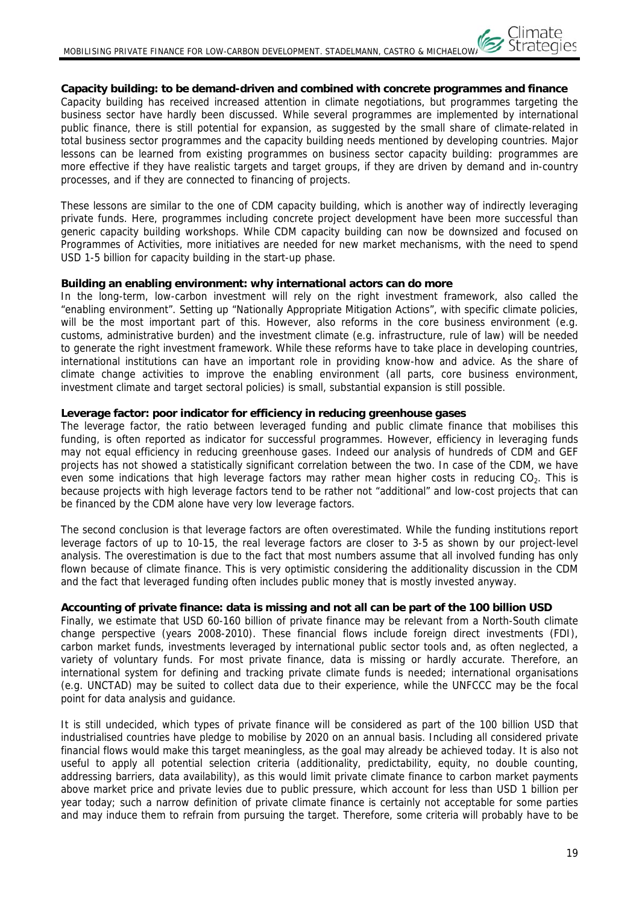**Capacity building: to be demand-driven and combined with concrete programmes and finance**

Capacity building has received increased attention in climate negotiations, but programmes targeting the business sector have hardly been discussed. While several programmes are implemented by international public finance, there is still potential for expansion, as suggested by the small share of climate-related in total business sector programmes and the capacity building needs mentioned by developing countries. Major lessons can be learned from existing programmes on business sector capacity building: programmes are more effective if they have realistic targets and target groups, if they are driven by demand and in-country processes, and if they are connected to financing of projects.

These lessons are similar to the one of CDM capacity building, which is another way of indirectly leveraging private funds. Here, programmes including concrete project development have been more successful than generic capacity building workshops. While CDM capacity building can now be downsized and focused on Programmes of Activities, more initiatives are needed for new market mechanisms, with the need to spend USD 1-5 billion for capacity building in the start-up phase.

**Building an enabling environment: why international actors can do more**

In the long-term, low-carbon investment will rely on the right investment framework, also called the "enabling environment". Setting up "Nationally Appropriate Mitigation Actions", with specific climate policies, will be the most important part of this. However, also reforms in the core business environment (e.g. customs, administrative burden) and the investment climate (e.g. infrastructure, rule of law) will be needed to generate the right investment framework. While these reforms have to take place in developing countries, international institutions can have an important role in providing know-how and advice. As the share of climate change activities to improve the enabling environment (all parts, core business environment, investment climate and target sectoral policies) is small, substantial expansion is still possible.

**Leverage factor: poor indicator for efficiency in reducing greenhouse gases**

The leverage factor, the ratio between leveraged funding and public climate finance that mobilises this funding, is often reported as indicator for successful programmes. However, efficiency in leveraging funds may not equal efficiency in reducing greenhouse gases. Indeed our analysis of hundreds of CDM and GEF projects has not showed a statistically significant correlation between the two. In case of the CDM, we have even some indications that high leverage factors may rather mean higher costs in reducing $CO_2$. This is because projects with high leverage factors tend to be rather not "additional" and low-cost projects that can be financed by the CDM alone have very low leverage factors.

The second conclusion is that leverage factors are often overestimated. While the funding institutions report leverage factors of up to 10-15, the real leverage factors are closer to 3-5 as shown by our project-level analysis. The overestimation is due to the fact that most numbers assume that all involved funding has only flown because of climate finance. This is very optimistic considering the additionality discussion in the CDM and the fact that leveraged funding often includes public money that is mostly invested anyway.

**Accounting of private finance: data is missing and not all can be part of the 100 billion USD**

Finally, we estimate that USD 60-160 billion of private finance may be relevant from a North-South climate change perspective (years 2008-2010). These financial flows include foreign direct investments (FDI), carbon market funds, investments leveraged by international public sector tools and, as often neglected, a variety of voluntary funds. For most private finance, data is missing or hardly accurate. Therefore, an international system for defining and tracking private climate funds is needed; international organisations (e.g. UNCTAD) may be suited to collect data due to their experience, while the UNFCCC may be the focal point for data analysis and guidance.

It is still undecided, which types of private finance will be considered as part of the 100 billion USD that industrialised countries have pledge to mobilise by 2020 on an annual basis. Including all considered private financial flows would make this target meaningless, as the goal may already be achieved today. It is also not useful to apply all potential selection criteria (additionality, predictability, equity, no double counting, addressing barriers, data availability), as this would limit private climate finance to carbon market payments above market price and private levies due to public pressure, which account for less than USD 1 billion per year today; such a narrow definition of private climate finance is certainly not acceptable for some parties and may induce them to refrain from pursuing the target. Therefore, some criteria will probably have to be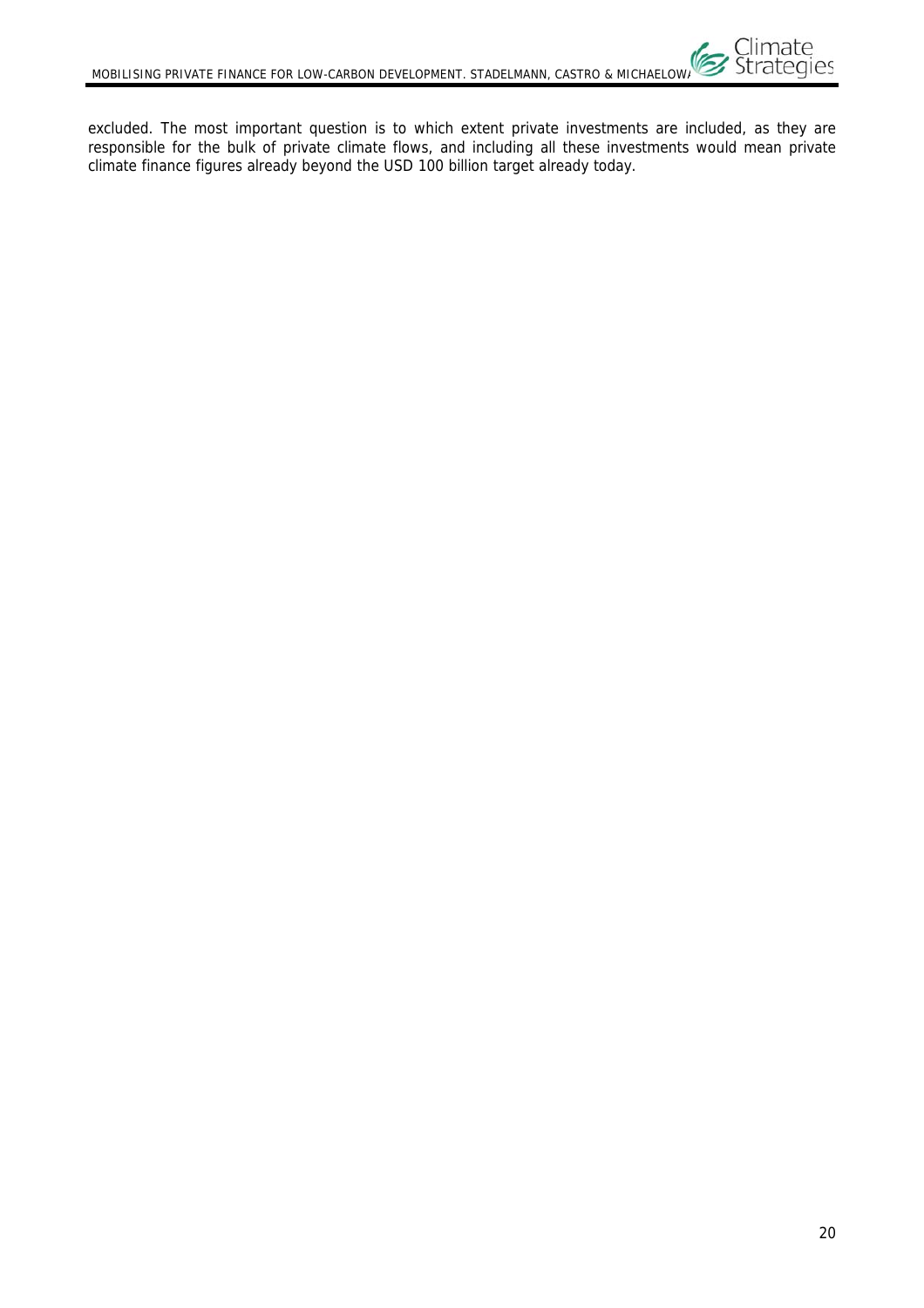excluded. The most important question is to which extent private investments are included, as they are responsible for the bulk of private climate flows, and including all these investments would mean private climate finance figures already beyond the USD 100 billion target already today.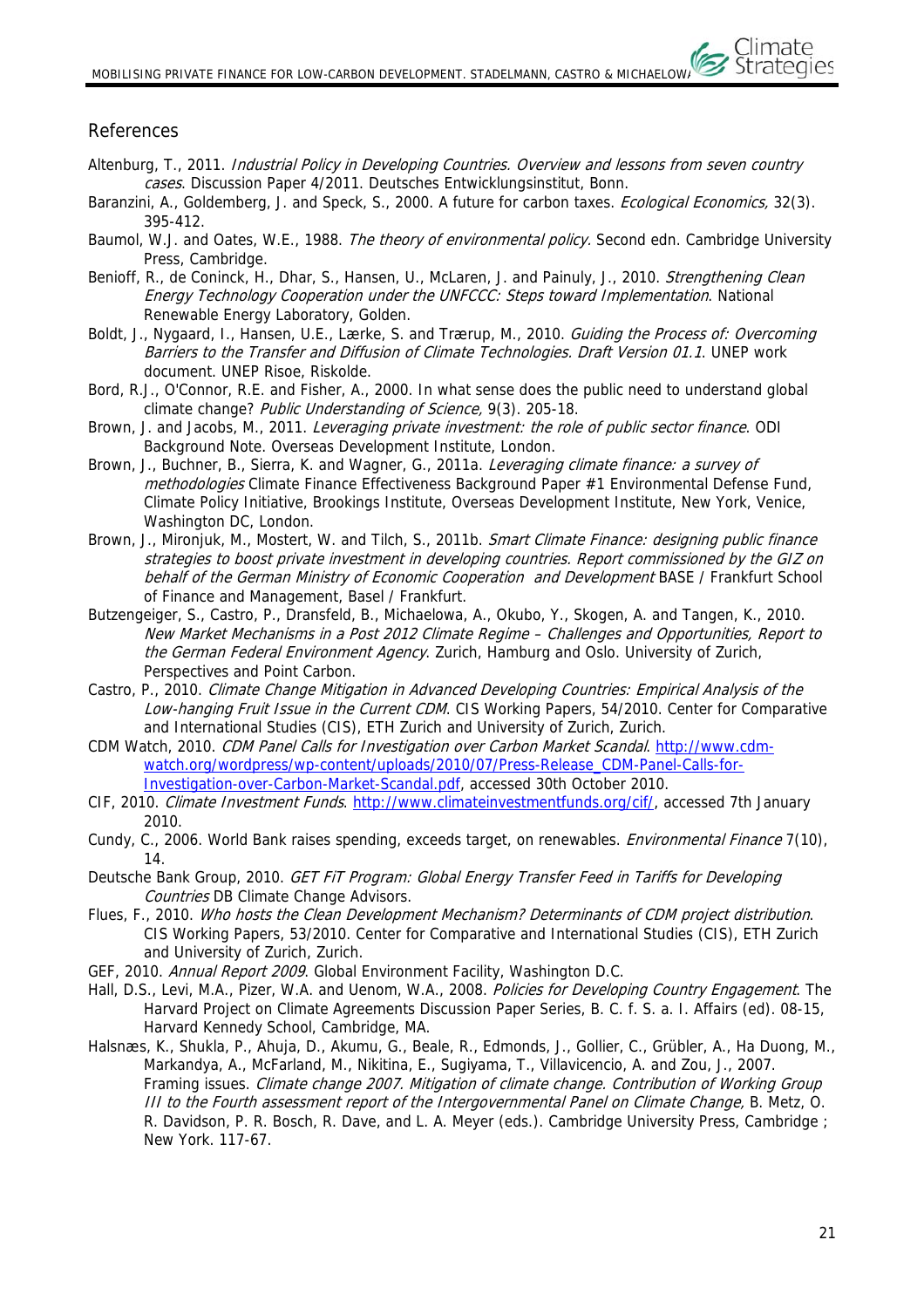## References

Altenburg, T., 2011. *Industrial Policy in Developing Countries. Overview and lessons from seven country cases*. Discussion Paper 4/2011. Deutsches Entwicklungsinstitut, Bonn.

Baranzini, A., Goldemberg, J. and Speck, S., 2000. A future for carbon taxes. *Ecological Economics,* 32(3). 395-412.

Baumol, W.J. and Oates, W.E., 1988. *The theory of environmental policy.* Second edn. Cambridge University Press, Cambridge.

Benioff, R., de Coninck, H., Dhar, S., Hansen, U., McLaren, J. and Painuly, J., 2010. *Strengthening Clean Energy Technology Cooperation under the UNFCCC: Steps toward Implementation*. National Renewable Energy Laboratory, Golden.

Boldt, J., Nygaard, I., Hansen, U.E., Lærke, S. and Trærup, M., 2010. *Guiding the Process of: Overcoming Barriers to the Transfer and Diffusion of Climate Technologies. Draft Version 01.1*. UNEP work document. UNEP Risoe, Riskolde.

Bord, R.J., O'Connor, R.E. and Fisher, A., 2000. In what sense does the public need to understand global climate change? *Public Understanding of Science,* 9(3). 205-18.

Brown, J. and Jacobs, M., 2011. *Leveraging private investment: the role of public sector finance*. ODI Background Note. Overseas Development Institute, London.

Brown, J., Buchner, B., Sierra, K. and Wagner, G., 2011a. *Leveraging climate finance: a survey of methodologies* Climate Finance Effectiveness Background Paper #1 Environmental Defense Fund, Climate Policy Initiative, Brookings Institute, Overseas Development Institute, New York, Venice, Washington DC, London.

Brown, J., Mironjuk, M., Mostert, W. and Tilch, S., 2011b. *Smart Climate Finance: designing public finance strategies to boost private investment in developing countries. Report commissioned by the GIZ on behalf of the German Ministry of Economic Cooperation and Development* BASE / Frankfurt School of Finance and Management, Basel / Frankfurt.

Butzengeiger, S., Castro, P., Dransfeld, B., Michaelowa, A., Okubo, Y., Skogen, A. and Tangen, K., 2010. *New Market Mechanisms in a Post 2012 Climate Regime – Challenges and Opportunities, Report to the German Federal Environment Agency*. Zurich, Hamburg and Oslo. University of Zurich, Perspectives and Point Carbon.

Castro, P., 2010. *Climate Change Mitigation in Advanced Developing Countries: Empirical Analysis of the Low-hanging Fruit Issue in the Current CDM*. CIS Working Papers, 54/2010. Center for Comparative and International Studies (CIS), ETH Zurich and University of Zurich, Zurich.

CDM Watch, 2010. *CDM Panel Calls for Investigation over Carbon Market Scandal*. http://www.cdm-watch.org/wordpress/wp-content/uploads/2010/07/Press-Release_CDM-Panel-Calls-for-Investigation-over-Carbon-Market-Scandal.pdf, accessed 30th October 2010.

CIF, 2010. *Climate Investment Funds*. http://www.climateinvestmentfunds.org/cif/, accessed 7th January 2010.

Cundy, C., 2006. World Bank raises spending, exceeds target, on renewables. *Environmental Finance* 7(10), 14.

Deutsche Bank Group, 2010. *GET FiT Program: Global Energy Transfer Feed in Tariffs for Developing Countries* DB Climate Change Advisors.

Flues, F., 2010. *Who hosts the Clean Development Mechanism? Determinants of CDM project distribution*. CIS Working Papers, 53/2010. Center for Comparative and International Studies (CIS), ETH Zurich and University of Zurich, Zurich.

GEF, 2010. *Annual Report 2009*. Global Environment Facility, Washington D.C.

Hall, D.S., Levi, M.A., Pizer, W.A. and Uenom, W.A., 2008. *Policies for Developing Country Engagement*. The Harvard Project on Climate Agreements Discussion Paper Series, B. C. f. S. a. I. Affairs (ed). 08-15, Harvard Kennedy School, Cambridge, MA.

Halsnæs, K., Shukla, P., Ahuja, D., Akumu, G., Beale, R., Edmonds, J., Gollier, C., Grübler, A., Ha Duong, M., Markandya, A., McFarland, M., Nikitina, E., Sugiyama, T., Villavicencio, A. and Zou, J., 2007. Framing issues. *Climate change 2007. Mitigation of climate change. Contribution of Working Group III to the Fourth assessment report of the Intergovernmental Panel on Climate Change,* B. Metz, O. R. Davidson, P. R. Bosch, R. Dave, and L. A. Meyer (eds.). Cambridge University Press, Cambridge ; New York. 117-67.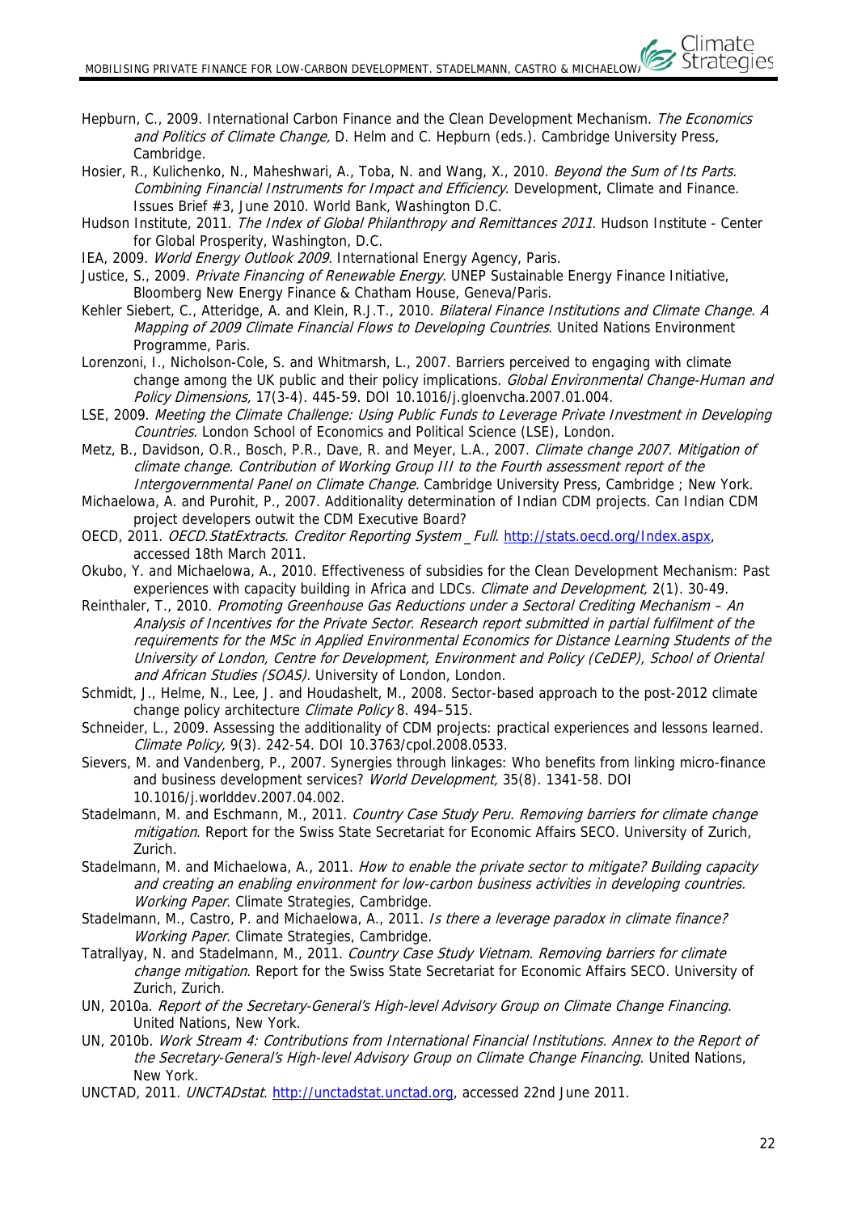Hepburn, C., 2009. International Carbon Finance and the Clean Development Mechanism. *The Economics and Politics of Climate Change,* D. Helm and C. Hepburn (eds.). Cambridge University Press, Cambridge.

Hosier, R., Kulichenko, N., Maheshwari, A., Toba, N. and Wang, X., 2010. *Beyond the Sum of Its Parts. Combining Financial Instruments for Impact and Efficiency*. Development, Climate and Finance. Issues Brief #3, June 2010. World Bank, Washington D.C.

Hudson Institute, 2011. *The Index of Global Philanthropy and Remittances 2011*. Hudson Institute - Center for Global Prosperity, Washington, D.C.

IEA, 2009. *World Energy Outlook 2009*. International Energy Agency, Paris.

Justice, S., 2009. *Private Financing of Renewable Energy*. UNEP Sustainable Energy Finance Initiative, Bloomberg New Energy Finance & Chatham House, Geneva/Paris.

Kehler Siebert, C., Atteridge, A. and Klein, R.J.T., 2010. *Bilateral Finance Institutions and Climate Change. A Mapping of 2009 Climate Financial Flows to Developing Countries*. United Nations Environment Programme, Paris.

Lorenzoni, I., Nicholson-Cole, S. and Whitmarsh, L., 2007. Barriers perceived to engaging with climate change among the UK public and their policy implications. *Global Environmental Change-Human and Policy Dimensions,* 17(3-4). 445-59. DOI 10.1016/j.gloenvcha.2007.01.004.

LSE, 2009. *Meeting the Climate Challenge: Using Public Funds to Leverage Private Investment in Developing Countries.* London School of Economics and Political Science (LSE), London.

Metz, B., Davidson, O.R., Bosch, P.R., Dave, R. and Meyer, L.A., 2007. *Climate change 2007. Mitigation of climate change. Contribution of Working Group III to the Fourth assessment report of the Intergovernmental Panel on Climate Change.* Cambridge University Press, Cambridge ; New York.

Michaelowa, A. and Purohit, P., 2007. Additionality determination of Indian CDM projects. Can Indian CDM project developers outwit the CDM Executive Board?

OECD, 2011. *OECD.StatExtracts. Creditor Reporting System _Full*. http://stats.oecd.org/Index.aspx, accessed 18th March 2011.

Okubo, Y. and Michaelowa, A., 2010. Effectiveness of subsidies for the Clean Development Mechanism: Past experiences with capacity building in Africa and LDCs. *Climate and Development,* 2(1). 30-49.

Reinthaler, T., 2010. *Promoting Greenhouse Gas Reductions under a Sectoral Crediting Mechanism – An Analysis of Incentives for the Private Sector. Research report submitted in partial fulfilment of the requirements for the MSc in Applied Environmental Economics for Distance Learning Students of the University of London, Centre for Development, Environment and Policy (CeDEP), School of Oriental and African Studies (SOAS).* University of London, London.

Schmidt, J., Helme, N., Lee, J. and Houdashelt, M., 2008. Sector-based approach to the post-2012 climate change policy architecture *Climate Policy* 8. 494–515.

Schneider, L., 2009. Assessing the additionality of CDM projects: practical experiences and lessons learned. *Climate Policy,* 9(3). 242-54. DOI 10.3763/cpol.2008.0533.

Sievers, M. and Vandenberg, P., 2007. Synergies through linkages: Who benefits from linking micro-finance and business development services? *World Development,* 35(8). 1341-58. DOI 10.1016/j.worlddev.2007.04.002.

Stadelmann, M. and Eschmann, M., 2011. *Country Case Study Peru. Removing barriers for climate change mitigation*. Report for the Swiss State Secretariat for Economic Affairs SECO. University of Zurich, Zurich.

Stadelmann, M. and Michaelowa, A., 2011. *How to enable the private sector to mitigate? Building capacity and creating an enabling environment for low-carbon business activities in developing countries. Working Paper*. Climate Strategies, Cambridge.

Stadelmann, M., Castro, P. and Michaelowa, A., 2011. *Is there a leverage paradox in climate finance? Working Paper*. Climate Strategies, Cambridge.

Tatrallyay, N. and Stadelmann, M., 2011. *Country Case Study Vietnam. Removing barriers for climate change mitigation*. Report for the Swiss State Secretariat for Economic Affairs SECO. University of Zurich, Zurich.

UN, 2010a. *Report of the Secretary-General's High-level Advisory Group on Climate Change Financing*. United Nations, New York.

UN, 2010b. *Work Stream 4: Contributions from International Financial Institutions. Annex to the Report of the Secretary-General's High-level Advisory Group on Climate Change Financing*. United Nations, New York.

UNCTAD, 2011. *UNCTADstat*. http://unctadstat.unctad.org, accessed 22nd June 2011.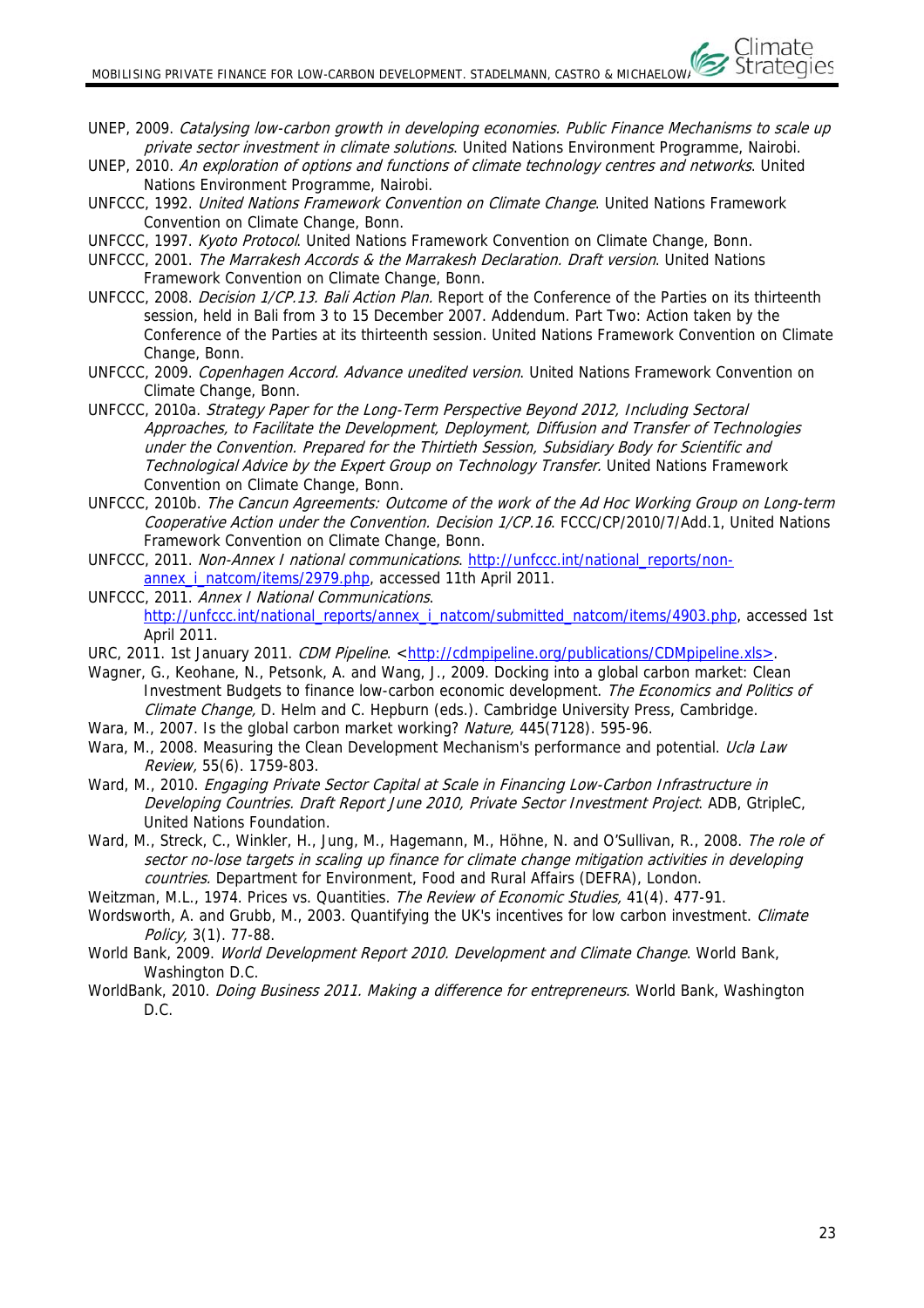UNEP, 2009. *Catalysing low-carbon growth in developing economies. Public Finance Mechanisms to scale up private sector investment in climate solutions*. United Nations Environment Programme, Nairobi.

UNEP, 2010. *An exploration of options and functions of climate technology centres and networks*. United Nations Environment Programme, Nairobi.

UNFCCC, 1992. *United Nations Framework Convention on Climate Change*. United Nations Framework Convention on Climate Change, Bonn.

UNFCCC, 1997. *Kyoto Protocol*. United Nations Framework Convention on Climate Change, Bonn.

UNFCCC, 2001. *The Marrakesh Accords & the Marrakesh Declaration. Draft version*. United Nations Framework Convention on Climate Change, Bonn.

UNFCCC, 2008. *Decision 1/CP.13. Bali Action Plan.* Report of the Conference of the Parties on its thirteenth session, held in Bali from 3 to 15 December 2007. Addendum. Part Two: Action taken by the Conference of the Parties at its thirteenth session. United Nations Framework Convention on Climate Change, Bonn.

UNFCCC, 2009. *Copenhagen Accord. Advance unedited version*. United Nations Framework Convention on Climate Change, Bonn.

UNFCCC, 2010a. *Strategy Paper for the Long-Term Perspective Beyond 2012, Including Sectoral Approaches, to Facilitate the Development, Deployment, Diffusion and Transfer of Technologies under the Convention. Prepared for the Thirtieth Session, Subsidiary Body for Scientific and Technological Advice by the Expert Group on Technology Transfer.* United Nations Framework Convention on Climate Change, Bonn.

UNFCCC, 2010b. *The Cancun Agreements: Outcome of the work of the Ad Hoc Working Group on Long-term Cooperative Action under the Convention. Decision 1/CP.16*. FCCC/CP/2010/7/Add.1, United Nations Framework Convention on Climate Change, Bonn.

UNFCCC, 2011. *Non-Annex I national communications*. http://unfccc.int/national_reports/non-annex_i_natcom/items/2979.php, accessed 11th April 2011.

UNFCCC, 2011. *Annex I National Communications*. http://unfccc.int/national_reports/annex_i_natcom/submitted_natcom/items/4903.php, accessed 1st April 2011.

URC, 2011. 1st January 2011. *CDM Pipeline*. <http://cdmpipeline.org/publications/CDMpipeline.xls>.

Wagner, G., Keohane, N., Petsonk, A. and Wang, J., 2009. Docking into a global carbon market: Clean Investment Budgets to finance low-carbon economic development. *The Economics and Politics of Climate Change,* D. Helm and C. Hepburn (eds.). Cambridge University Press, Cambridge.

Wara, M., 2007. Is the global carbon market working? *Nature,* 445(7128). 595-96.

Wara, M., 2008. Measuring the Clean Development Mechanism's performance and potential. *Ucla Law Review,* 55(6). 1759-803.

Ward, M., 2010. *Engaging Private Sector Capital at Scale in Financing Low-Carbon Infrastructure in Developing Countries. Draft Report June 2010, Private Sector Investment Project*. ADB, GtripleC, United Nations Foundation.

Ward, M., Streck, C., Winkler, H., Jung, M., Hagemann, M., Höhne, N. and O'Sullivan, R., 2008. *The role of sector no-lose targets in scaling up finance for climate change mitigation activities in developing countries.* Department for Environment, Food and Rural Affairs (DEFRA), London.

Weitzman, M.L., 1974. Prices vs. Quantities. *The Review of Economic Studies,* 41(4). 477-91.

Wordsworth, A. and Grubb, M., 2003. Quantifying the UK's incentives for low carbon investment. *Climate Policy,* 3(1). 77-88.

World Bank, 2009. *World Development Report 2010. Development and Climate Change*. World Bank, Washington D.C.

WorldBank, 2010. *Doing Business 2011. Making a difference for entrepreneurs*. World Bank, Washington D.C.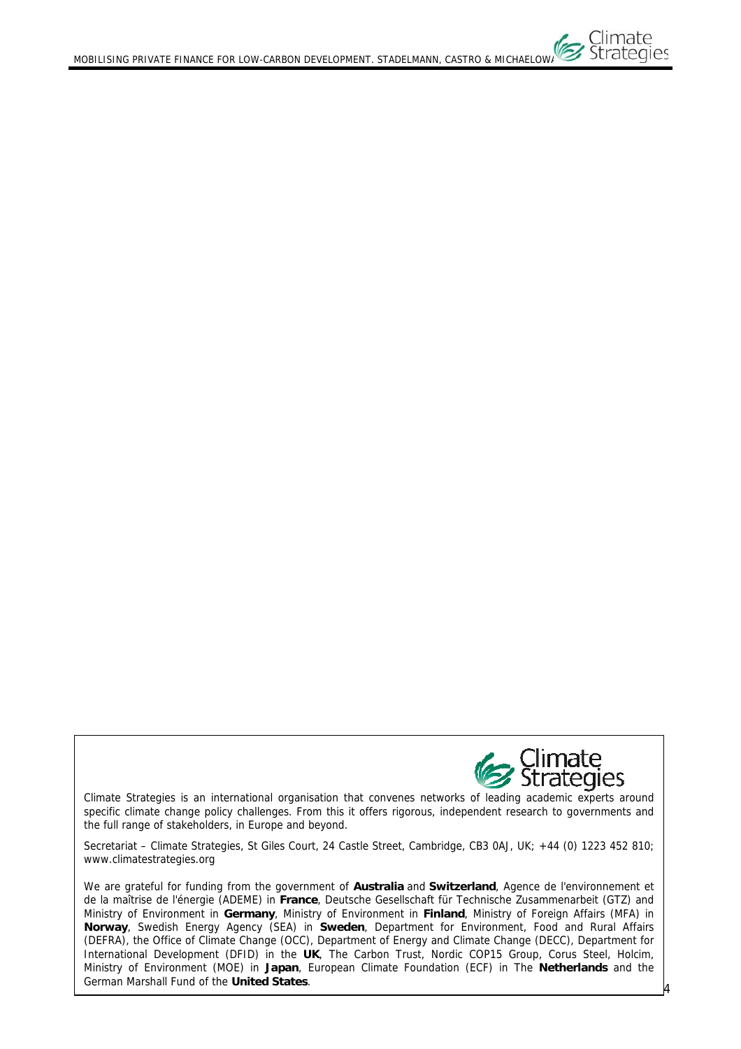Climate Strategies is an international organisation that convenes networks of leading academic experts around specific climate change policy challenges. From this it offers rigorous, independent research to governments and the full range of stakeholders, in Europe and beyond.

Secretariat – Climate Strategies, St Giles Court, 24 Castle Street, Cambridge, CB3 0AJ, UK; +44 (0) 1223 452 810; www.climatestrategies.org

We are grateful for funding from the government of **Australia** and **Switzerland**, Agence de l'environnement et de la maîtrise de l'énergie (ADEME) in **France**, Deutsche Gesellschaft für Technische Zusammenarbeit (GTZ) and Ministry of Environment in **Germany**, Ministry of Environment in **Finland**, Ministry of Foreign Affairs (MFA) in **Norway**, Swedish Energy Agency (SEA) in **Sweden**, Department for Environment, Food and Rural Affairs (DEFRA), the Office of Climate Change (OCC), Department of Energy and Climate Change (DECC), Department for International Development (DFID) in the **UK**, The Carbon Trust, Nordic COP15 Group, Corus Steel, Holcim, Ministry of Environment (MOE) in **Japan**, European Climate Foundation (ECF) in The **Netherlands** and the German Marshall Fund of the **United States**.